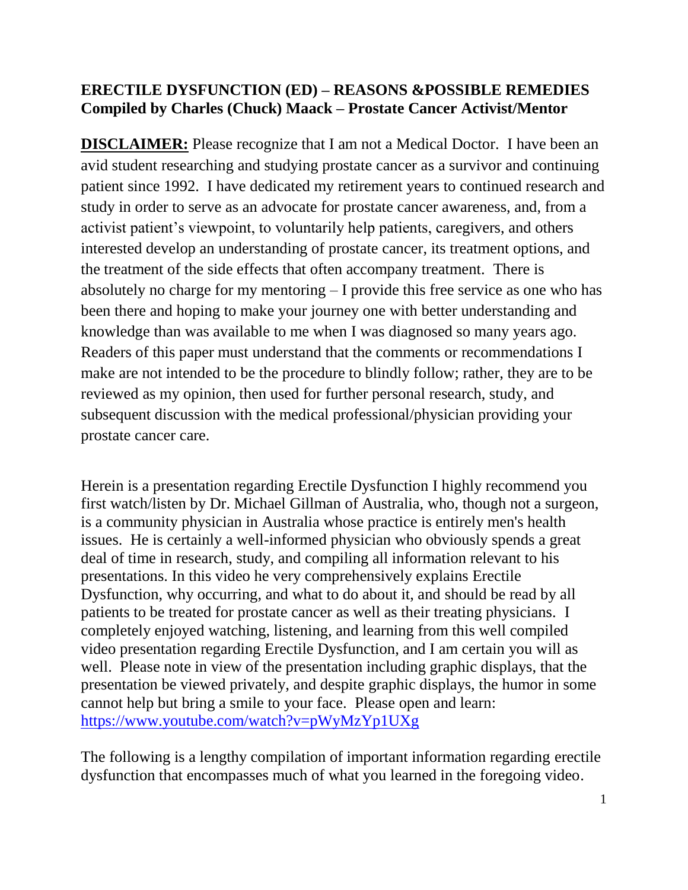**ERECTILE DYSFUNCTION (ED) – REASONS &POSSIBLE REMEDIES**
**Compiled by Charles (Chuck) Maack – Prostate Cancer Activist/Mentor**

**DISCLAIMER:** Please recognize that I am not a Medical Doctor. I have been an avid student researching and studying prostate cancer as a survivor and continuing patient since 1992. I have dedicated my retirement years to continued research and study in order to serve as an advocate for prostate cancer awareness, and, from a activist patient's viewpoint, to voluntarily help patients, caregivers, and others interested develop an understanding of prostate cancer, its treatment options, and the treatment of the side effects that often accompany treatment. There is absolutely no charge for my mentoring – I provide this free service as one who has been there and hoping to make your journey one with better understanding and knowledge than was available to me when I was diagnosed so many years ago. Readers of this paper must understand that the comments or recommendations I make are not intended to be the procedure to blindly follow; rather, they are to be reviewed as my opinion, then used for further personal research, study, and subsequent discussion with the medical professional/physician providing your prostate cancer care.

Herein is a presentation regarding Erectile Dysfunction I highly recommend you first watch/listen by Dr. Michael Gillman of Australia, who, though not a surgeon, is a community physician in Australia whose practice is entirely men's health issues. He is certainly a well-informed physician who obviously spends a great deal of time in research, study, and compiling all information relevant to his presentations. In this video he very comprehensively explains Erectile Dysfunction, why occurring, and what to do about it, and should be read by all patients to be treated for prostate cancer as well as their treating physicians. I completely enjoyed watching, listening, and learning from this well compiled video presentation regarding Erectile Dysfunction, and I am certain you will as well. Please note in view of the presentation including graphic displays, that the presentation be viewed privately, and despite graphic displays, the humor in some cannot help but bring a smile to your face. Please open and learn: https://www.youtube.com/watch?v=pWyMzYp1UXg

The following is a lengthy compilation of important information regarding erectile dysfunction that encompasses much of what you learned in the foregoing video.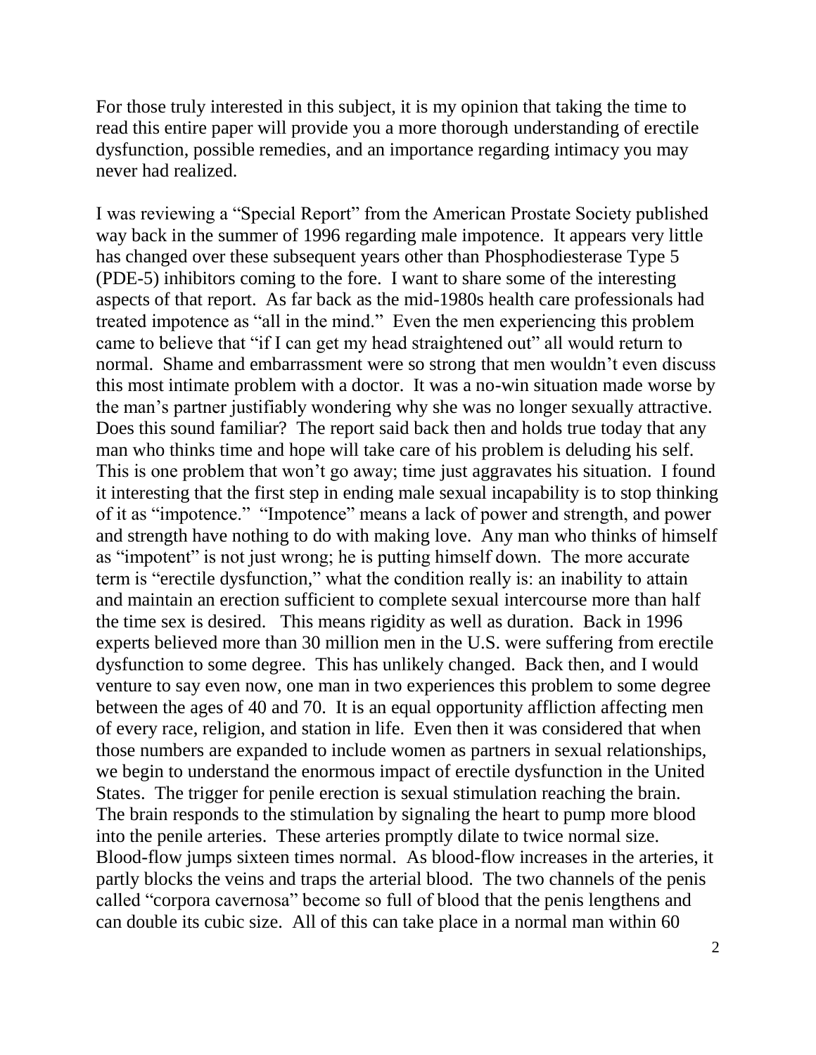For those truly interested in this subject, it is my opinion that taking the time to read this entire paper will provide you a more thorough understanding of erectile dysfunction, possible remedies, and an importance regarding intimacy you may never had realized.

I was reviewing a "Special Report" from the American Prostate Society published way back in the summer of 1996 regarding male impotence. It appears very little has changed over these subsequent years other than Phosphodiesterase Type 5 (PDE-5) inhibitors coming to the fore. I want to share some of the interesting aspects of that report. As far back as the mid-1980s health care professionals had treated impotence as "all in the mind." Even the men experiencing this problem came to believe that "if I can get my head straightened out" all would return to normal. Shame and embarrassment were so strong that men wouldn't even discuss this most intimate problem with a doctor. It was a no-win situation made worse by the man's partner justifiably wondering why she was no longer sexually attractive. Does this sound familiar? The report said back then and holds true today that any man who thinks time and hope will take care of his problem is deluding his self. This is one problem that won't go away; time just aggravates his situation. I found it interesting that the first step in ending male sexual incapability is to stop thinking of it as "impotence." "Impotence" means a lack of power and strength, and power and strength have nothing to do with making love. Any man who thinks of himself as "impotent" is not just wrong; he is putting himself down. The more accurate term is "erectile dysfunction," what the condition really is: an inability to attain and maintain an erection sufficient to complete sexual intercourse more than half the time sex is desired. This means rigidity as well as duration. Back in 1996 experts believed more than 30 million men in the U.S. were suffering from erectile dysfunction to some degree. This has unlikely changed. Back then, and I would venture to say even now, one man in two experiences this problem to some degree between the ages of 40 and 70. It is an equal opportunity affliction affecting men of every race, religion, and station in life. Even then it was considered that when those numbers are expanded to include women as partners in sexual relationships, we begin to understand the enormous impact of erectile dysfunction in the United States. The trigger for penile erection is sexual stimulation reaching the brain. The brain responds to the stimulation by signaling the heart to pump more blood into the penile arteries. These arteries promptly dilate to twice normal size. Blood-flow jumps sixteen times normal. As blood-flow increases in the arteries, it partly blocks the veins and traps the arterial blood. The two channels of the penis called "corpora cavernosa" become so full of blood that the penis lengthens and can double its cubic size. All of this can take place in a normal man within 60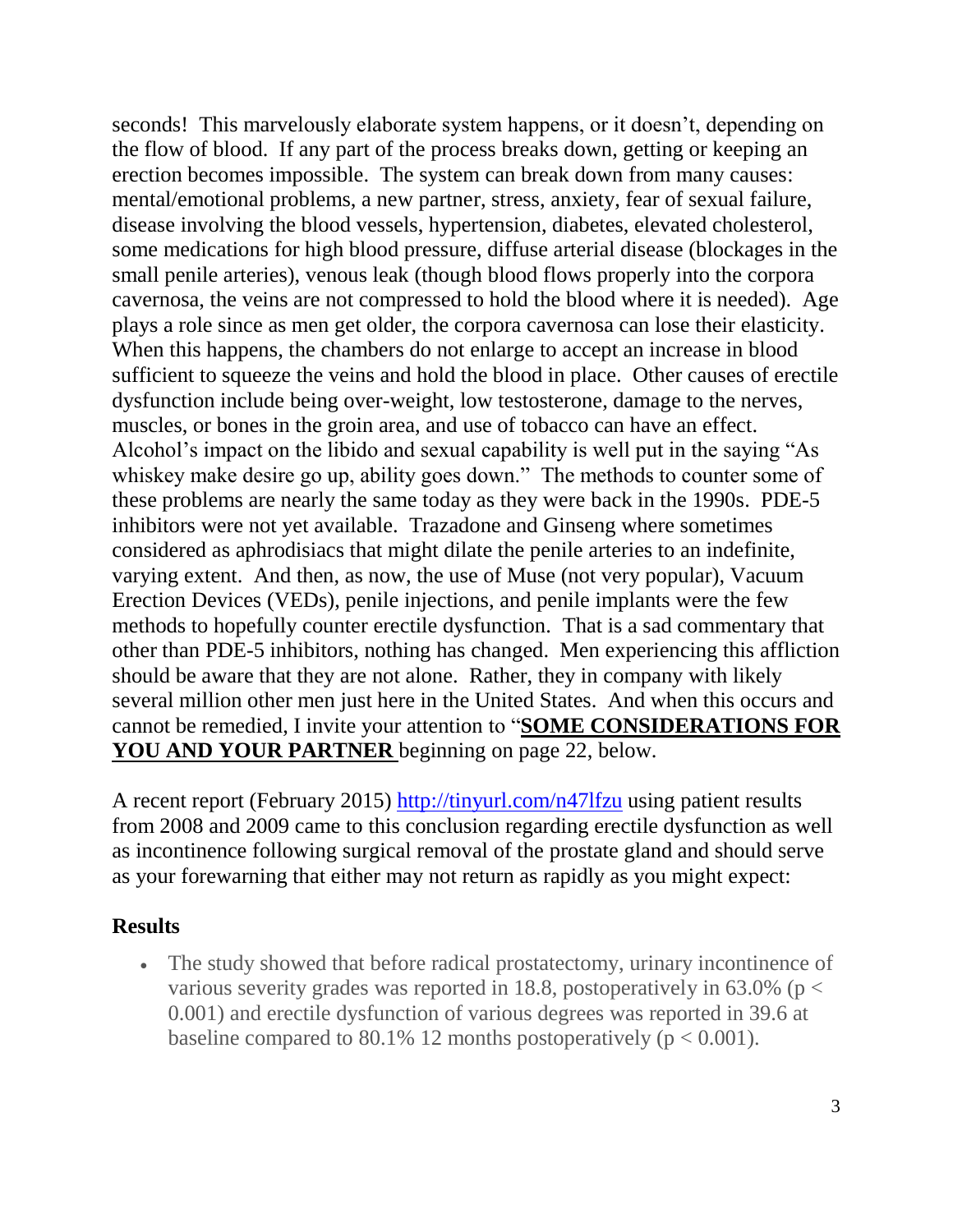seconds! This marvelously elaborate system happens, or it doesn't, depending on the flow of blood. If any part of the process breaks down, getting or keeping an erection becomes impossible. The system can break down from many causes: mental/emotional problems, a new partner, stress, anxiety, fear of sexual failure, disease involving the blood vessels, hypertension, diabetes, elevated cholesterol, some medications for high blood pressure, diffuse arterial disease (blockages in the small penile arteries), venous leak (though blood flows properly into the corpora cavernosa, the veins are not compressed to hold the blood where it is needed). Age plays a role since as men get older, the corpora cavernosa can lose their elasticity. When this happens, the chambers do not enlarge to accept an increase in blood sufficient to squeeze the veins and hold the blood in place. Other causes of erectile dysfunction include being over-weight, low testosterone, damage to the nerves, muscles, or bones in the groin area, and use of tobacco can have an effect. Alcohol's impact on the libido and sexual capability is well put in the saying "As whiskey make desire go up, ability goes down." The methods to counter some of these problems are nearly the same today as they were back in the 1990s. PDE-5 inhibitors were not yet available. Trazadone and Ginseng where sometimes considered as aphrodisiacs that might dilate the penile arteries to an indefinite, varying extent. And then, as now, the use of Muse (not very popular), Vacuum Erection Devices (VEDs), penile injections, and penile implants were the few methods to hopefully counter erectile dysfunction. That is a sad commentary that other than PDE-5 inhibitors, nothing has changed. Men experiencing this affliction should be aware that they are not alone. Rather, they in company with likely several million other men just here in the United States. And when this occurs and cannot be remedied, I invite your attention to "**SOME CONSIDERATIONS FOR YOU AND YOUR PARTNER** beginning on page 22, below.

A recent report (February 2015) http://tinyurl.com/n47lfzu using patient results from 2008 and 2009 came to this conclusion regarding erectile dysfunction as well as incontinence following surgical removal of the prostate gland and should serve as your forewarning that either may not return as rapidly as you might expect:

### Results

- The study showed that before radical prostatectomy, urinary incontinence of various severity grades was reported in 18.8, postoperatively in 63.0% ($p < 0.001$) and erectile dysfunction of various degrees was reported in 39.6 at baseline compared to 80.1% 12 months postoperatively ($p < 0.001$).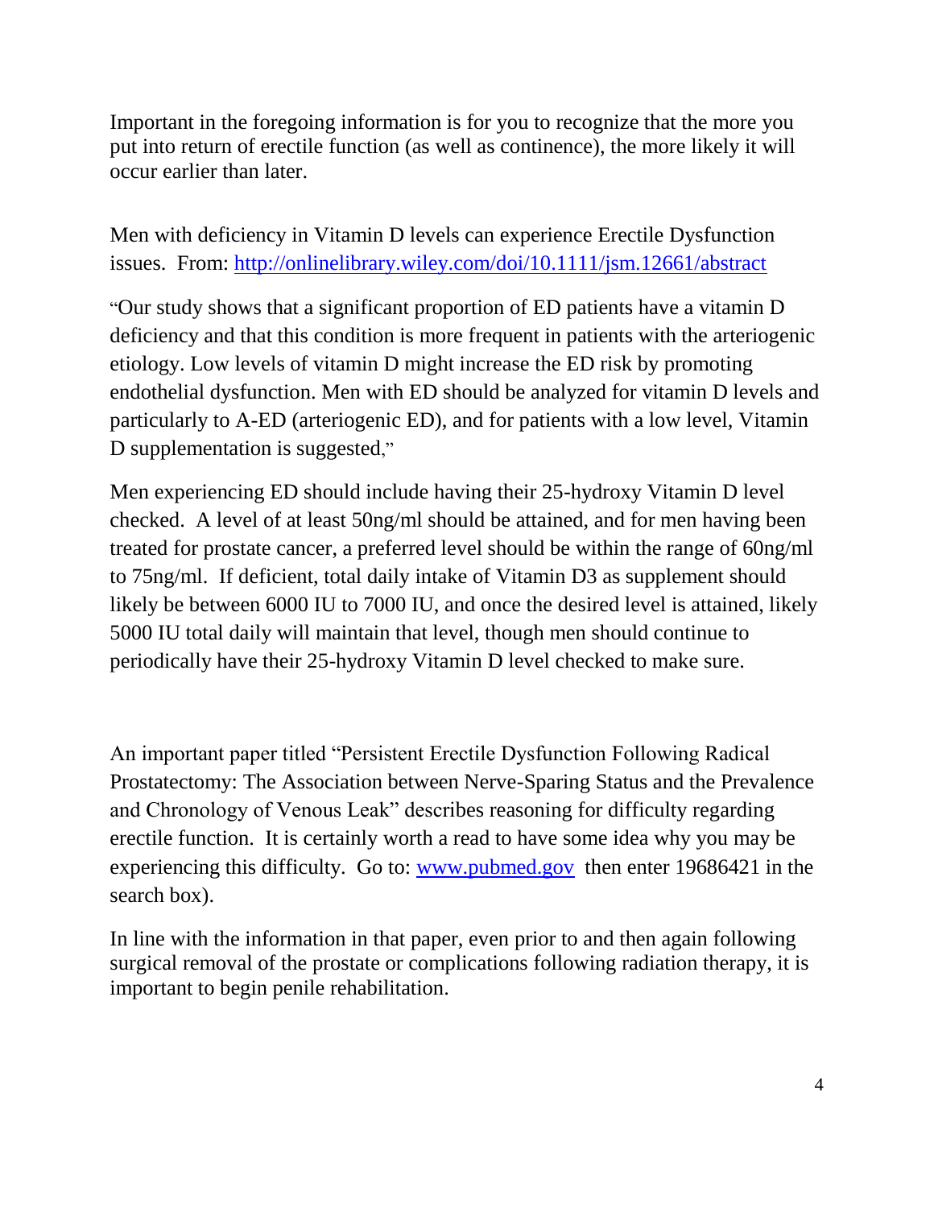Important in the foregoing information is for you to recognize that the more you put into return of erectile function (as well as continence), the more likely it will occur earlier than later.

Men with deficiency in Vitamin D levels can experience Erectile Dysfunction issues. From: [http://onlinelibrary.wiley.com/doi/10.1111/jsm.12661/abstract](http://onlinelibrary.wiley.com/doi/10.1111/jsm.12661/abstract)

"Our study shows that a significant proportion of ED patients have a vitamin D deficiency and that this condition is more frequent in patients with the arteriogenic etiology. Low levels of vitamin D might increase the ED risk by promoting endothelial dysfunction. Men with ED should be analyzed for vitamin D levels and particularly to A-ED (arteriogenic ED), and for patients with a low level, Vitamin D supplementation is suggested,"

Men experiencing ED should include having their 25-hydroxy Vitamin D level checked. A level of at least 50ng/ml should be attained, and for men having been treated for prostate cancer, a preferred level should be within the range of 60ng/ml to 75ng/ml. If deficient, total daily intake of Vitamin D3 as supplement should likely be between 6000 IU to 7000 IU, and once the desired level is attained, likely 5000 IU total daily will maintain that level, though men should continue to periodically have their 25-hydroxy Vitamin D level checked to make sure.

An important paper titled "Persistent Erectile Dysfunction Following Radical Prostatectomy: The Association between Nerve-Sparing Status and the Prevalence and Chronology of Venous Leak" describes reasoning for difficulty regarding erectile function. It is certainly worth a read to have some idea why you may be experiencing this difficulty. Go to: [www.pubmed.gov](www.pubmed.gov) then enter 19686421 in the search box).

In line with the information in that paper, even prior to and then again following surgical removal of the prostate or complications following radiation therapy, it is important to begin penile rehabilitation.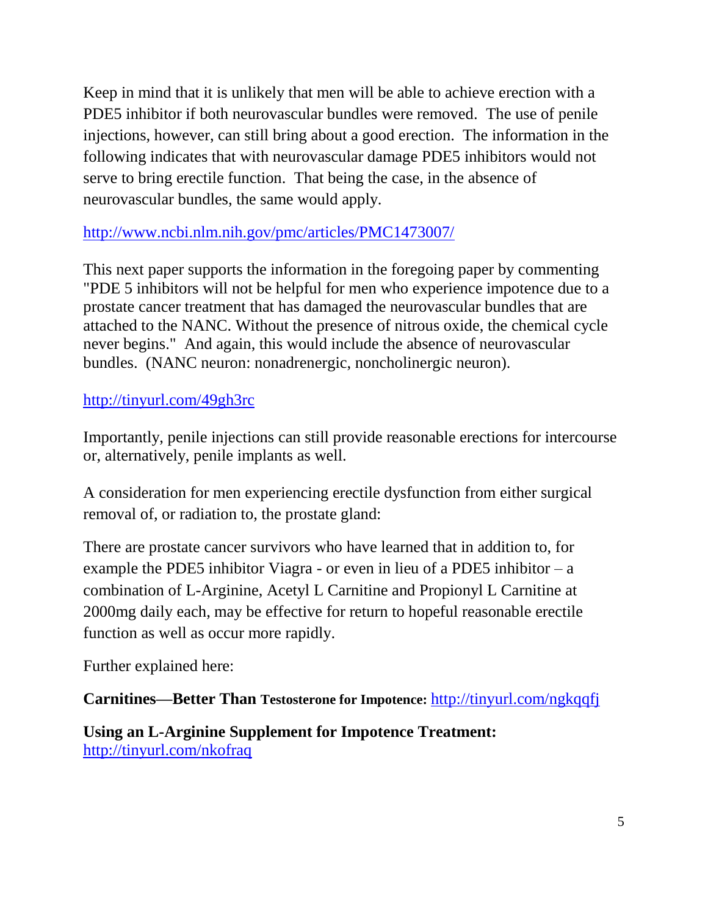Keep in mind that it is unlikely that men will be able to achieve erection with a PDE5 inhibitor if both neurovascular bundles were removed. The use of penile injections, however, can still bring about a good erection. The information in the following indicates that with neurovascular damage PDE5 inhibitors would not serve to bring erectile function. That being the case, in the absence of neurovascular bundles, the same would apply.

http://www.ncbi.nlm.nih.gov/pmc/articles/PMC1473007/

This next paper supports the information in the foregoing paper by commenting "PDE 5 inhibitors will not be helpful for men who experience impotence due to a prostate cancer treatment that has damaged the neurovascular bundles that are attached to the NANC. Without the presence of nitrous oxide, the chemical cycle never begins." And again, this would include the absence of neurovascular bundles. (NANC neuron: nonadrenergic, noncholinergic neuron).

http://tinyurl.com/49gh3rc

Importantly, penile injections can still provide reasonable erections for intercourse or, alternatively, penile implants as well.

A consideration for men experiencing erectile dysfunction from either surgical removal of, or radiation to, the prostate gland:

There are prostate cancer survivors who have learned that in addition to, for example the PDE5 inhibitor Viagra - or even in lieu of a PDE5 inhibitor – a combination of L-Arginine, Acetyl L Carnitine and Propionyl L Carnitine at 2000mg daily each, may be effective for return to hopeful reasonable erectile function as well as occur more rapidly.

Further explained here:

**Carnitines—Better Than Testosterone for Impotence:** http://tinyurl.com/ngkqqfj

**Using an L-Arginine Supplement for Impotence Treatment:**
http://tinyurl.com/nkofraq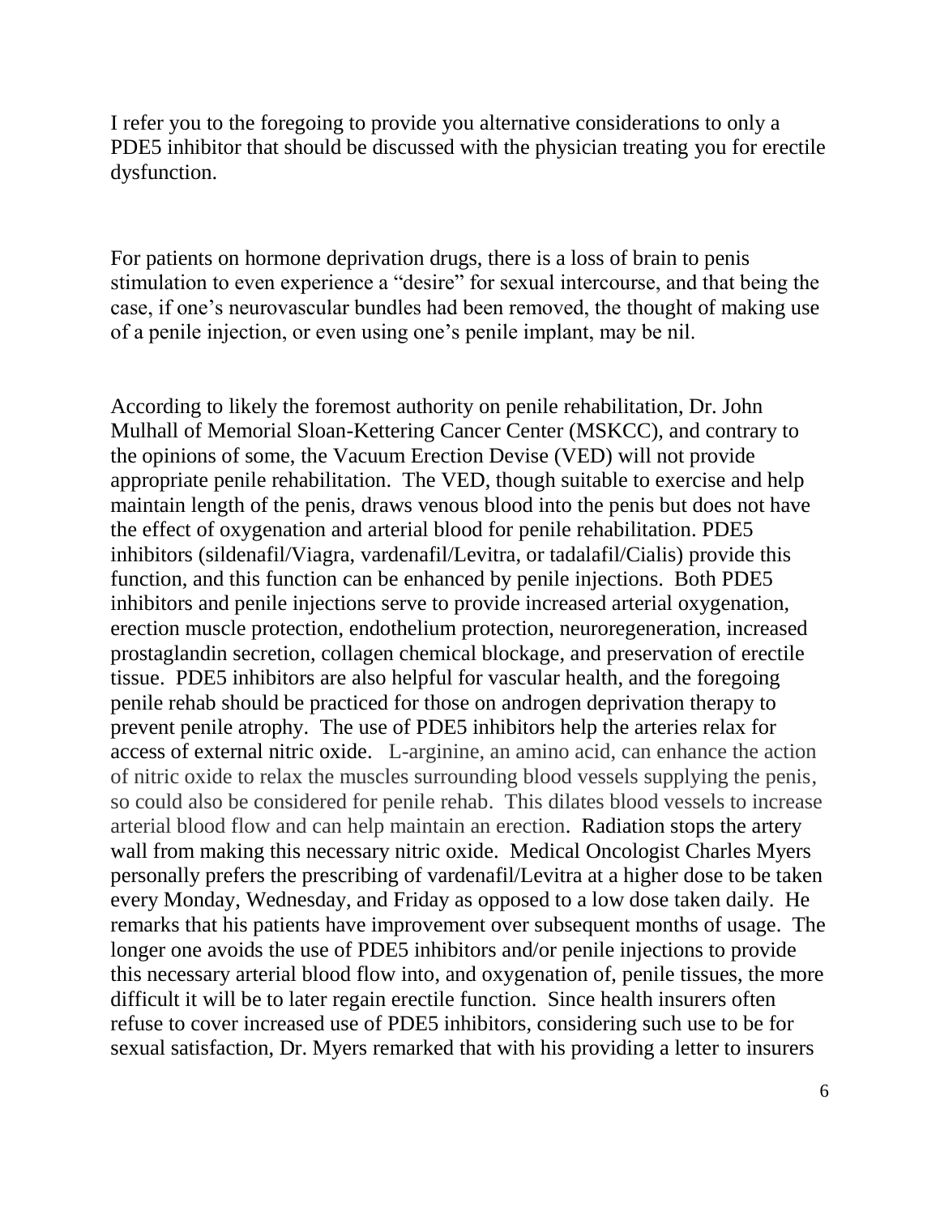I refer you to the foregoing to provide you alternative considerations to only a PDE5 inhibitor that should be discussed with the physician treating you for erectile dysfunction.

For patients on hormone deprivation drugs, there is a loss of brain to penis stimulation to even experience a "desire" for sexual intercourse, and that being the case, if one's neurovascular bundles had been removed, the thought of making use of a penile injection, or even using one's penile implant, may be nil.

According to likely the foremost authority on penile rehabilitation, Dr. John Mulhall of Memorial Sloan-Kettering Cancer Center (MSKCC), and contrary to the opinions of some, the Vacuum Erection Devise (VED) will not provide appropriate penile rehabilitation. The VED, though suitable to exercise and help maintain length of the penis, draws venous blood into the penis but does not have the effect of oxygenation and arterial blood for penile rehabilitation. PDE5 inhibitors (sildenafil/Viagra, vardenafil/Levitra, or tadalafil/Cialis) provide this function, and this function can be enhanced by penile injections. Both PDE5 inhibitors and penile injections serve to provide increased arterial oxygenation, erection muscle protection, endothelium protection, neuroregeneration, increased prostaglandin secretion, collagen chemical blockage, and preservation of erectile tissue. PDE5 inhibitors are also helpful for vascular health, and the foregoing penile rehab should be practiced for those on androgen deprivation therapy to prevent penile atrophy. The use of PDE5 inhibitors help the arteries relax for access of external nitric oxide. L-arginine, an amino acid, can enhance the action of nitric oxide to relax the muscles surrounding blood vessels supplying the penis, so could also be considered for penile rehab. This dilates blood vessels to increase arterial blood flow and can help maintain an erection. Radiation stops the artery wall from making this necessary nitric oxide. Medical Oncologist Charles Myers personally prefers the prescribing of vardenafil/Levitra at a higher dose to be taken every Monday, Wednesday, and Friday as opposed to a low dose taken daily. He remarks that his patients have improvement over subsequent months of usage. The longer one avoids the use of PDE5 inhibitors and/or penile injections to provide this necessary arterial blood flow into, and oxygenation of, penile tissues, the more difficult it will be to later regain erectile function. Since health insurers often refuse to cover increased use of PDE5 inhibitors, considering such use to be for sexual satisfaction, Dr. Myers remarked that with his providing a letter to insurers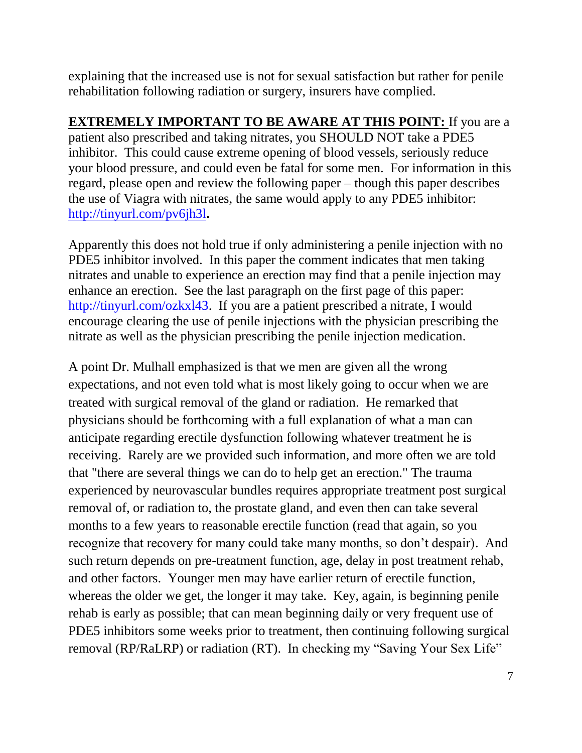explaining that the increased use is not for sexual satisfaction but rather for penile rehabilitation following radiation or surgery, insurers have complied.

**EXTREMELY IMPORTANT TO BE AWARE AT THIS POINT:** If you are a patient also prescribed and taking nitrates, you SHOULD NOT take a PDE5 inhibitor. This could cause extreme opening of blood vessels, seriously reduce your blood pressure, and could even be fatal for some men. For information in this regard, please open and review the following paper – though this paper describes the use of Viagra with nitrates, the same would apply to any PDE5 inhibitor: [http://tinyurl.com/pv6jh3l](http://tinyurl.com/pv6jh3l).

Apparently this does not hold true if only administering a penile injection with no PDE5 inhibitor involved. In this paper the comment indicates that men taking nitrates and unable to experience an erection may find that a penile injection may enhance an erection. See the last paragraph on the first page of this paper: [http://tinyurl.com/ozkxl43](http://tinyurl.com/ozkxl43). If you are a patient prescribed a nitrate, I would encourage clearing the use of penile injections with the physician prescribing the nitrate as well as the physician prescribing the penile injection medication.

A point Dr. Mulhall emphasized is that we men are given all the wrong expectations, and not even told what is most likely going to occur when we are treated with surgical removal of the gland or radiation. He remarked that physicians should be forthcoming with a full explanation of what a man can anticipate regarding erectile dysfunction following whatever treatment he is receiving. Rarely are we provided such information, and more often we are told that "there are several things we can do to help get an erection." The trauma experienced by neurovascular bundles requires appropriate treatment post surgical removal of, or radiation to, the prostate gland, and even then can take several months to a few years to reasonable erectile function (read that again, so you recognize that recovery for many could take many months, so don't despair). And such return depends on pre-treatment function, age, delay in post treatment rehab, and other factors. Younger men may have earlier return of erectile function, whereas the older we get, the longer it may take. Key, again, is beginning penile rehab is early as possible; that can mean beginning daily or very frequent use of PDE5 inhibitors some weeks prior to treatment, then continuing following surgical removal (RP/RaLRP) or radiation (RT). In checking my "Saving Your Sex Life"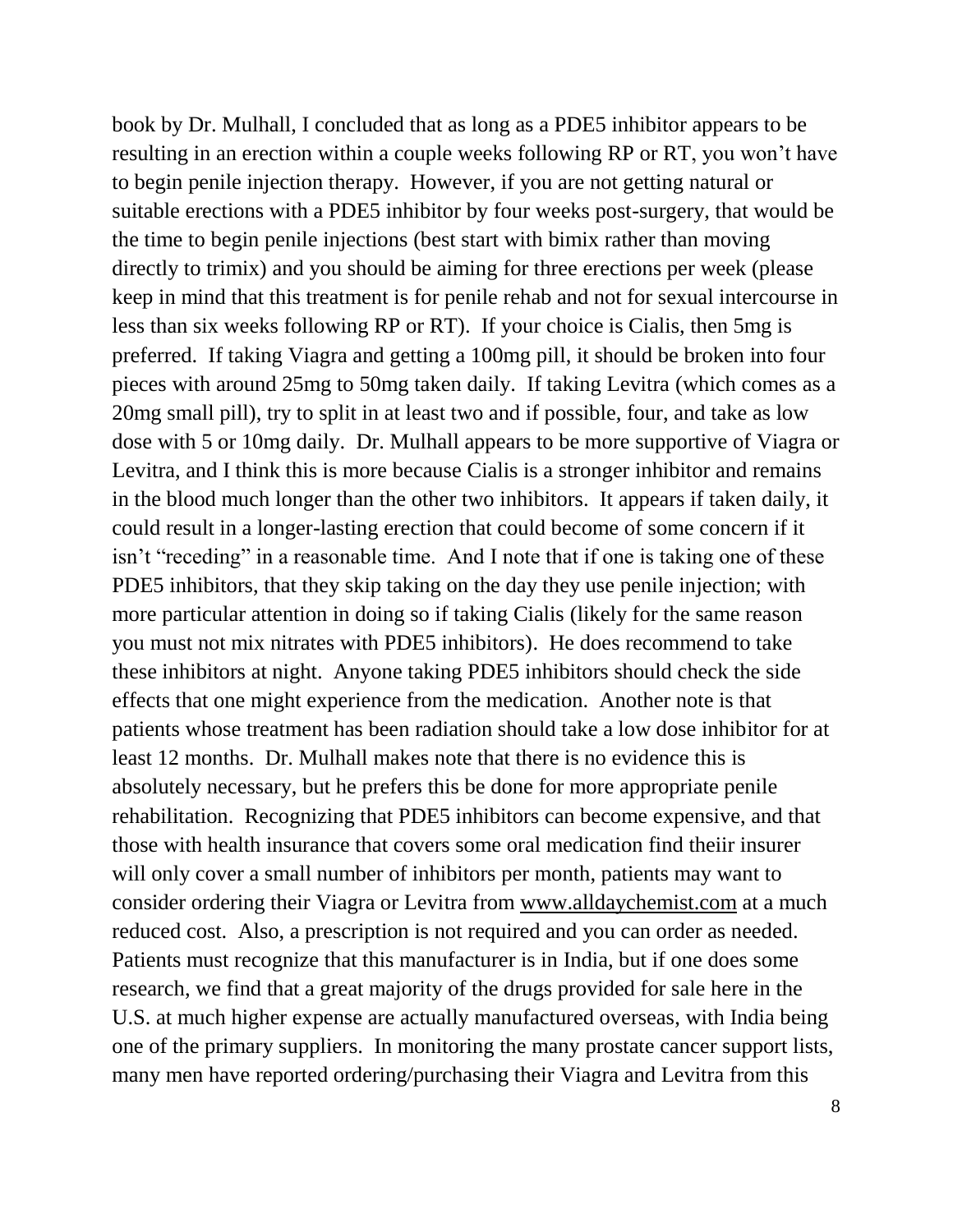book by Dr. Mulhall, I concluded that as long as a PDE5 inhibitor appears to be resulting in an erection within a couple weeks following RP or RT, you won't have to begin penile injection therapy. However, if you are not getting natural or suitable erections with a PDE5 inhibitor by four weeks post-surgery, that would be the time to begin penile injections (best start with bimix rather than moving directly to trimix) and you should be aiming for three erections per week (please keep in mind that this treatment is for penile rehab and not for sexual intercourse in less than six weeks following RP or RT). If your choice is Cialis, then 5mg is preferred. If taking Viagra and getting a 100mg pill, it should be broken into four pieces with around 25mg to 50mg taken daily. If taking Levitra (which comes as a 20mg small pill), try to split in at least two and if possible, four, and take as low dose with 5 or 10mg daily. Dr. Mulhall appears to be more supportive of Viagra or Levitra, and I think this is more because Cialis is a stronger inhibitor and remains in the blood much longer than the other two inhibitors. It appears if taken daily, it could result in a longer-lasting erection that could become of some concern if it isn't "receding" in a reasonable time. And I note that if one is taking one of these PDE5 inhibitors, that they skip taking on the day they use penile injection; with more particular attention in doing so if taking Cialis (likely for the same reason you must not mix nitrates with PDE5 inhibitors). He does recommend to take these inhibitors at night. Anyone taking PDE5 inhibitors should check the side effects that one might experience from the medication. Another note is that patients whose treatment has been radiation should take a low dose inhibitor for at least 12 months. Dr. Mulhall makes note that there is no evidence this is absolutely necessary, but he prefers this be done for more appropriate penile rehabilitation. Recognizing that PDE5 inhibitors can become expensive, and that those with health insurance that covers some oral medication find theiir insurer will only cover a small number of inhibitors per month, patients may want to consider ordering their Viagra or Levitra from www.alldaychemist.com at a much reduced cost. Also, a prescription is not required and you can order as needed. Patients must recognize that this manufacturer is in India, but if one does some research, we find that a great majority of the drugs provided for sale here in the U.S. at much higher expense are actually manufactured overseas, with India being one of the primary suppliers. In monitoring the many prostate cancer support lists, many men have reported ordering/purchasing their Viagra and Levitra from this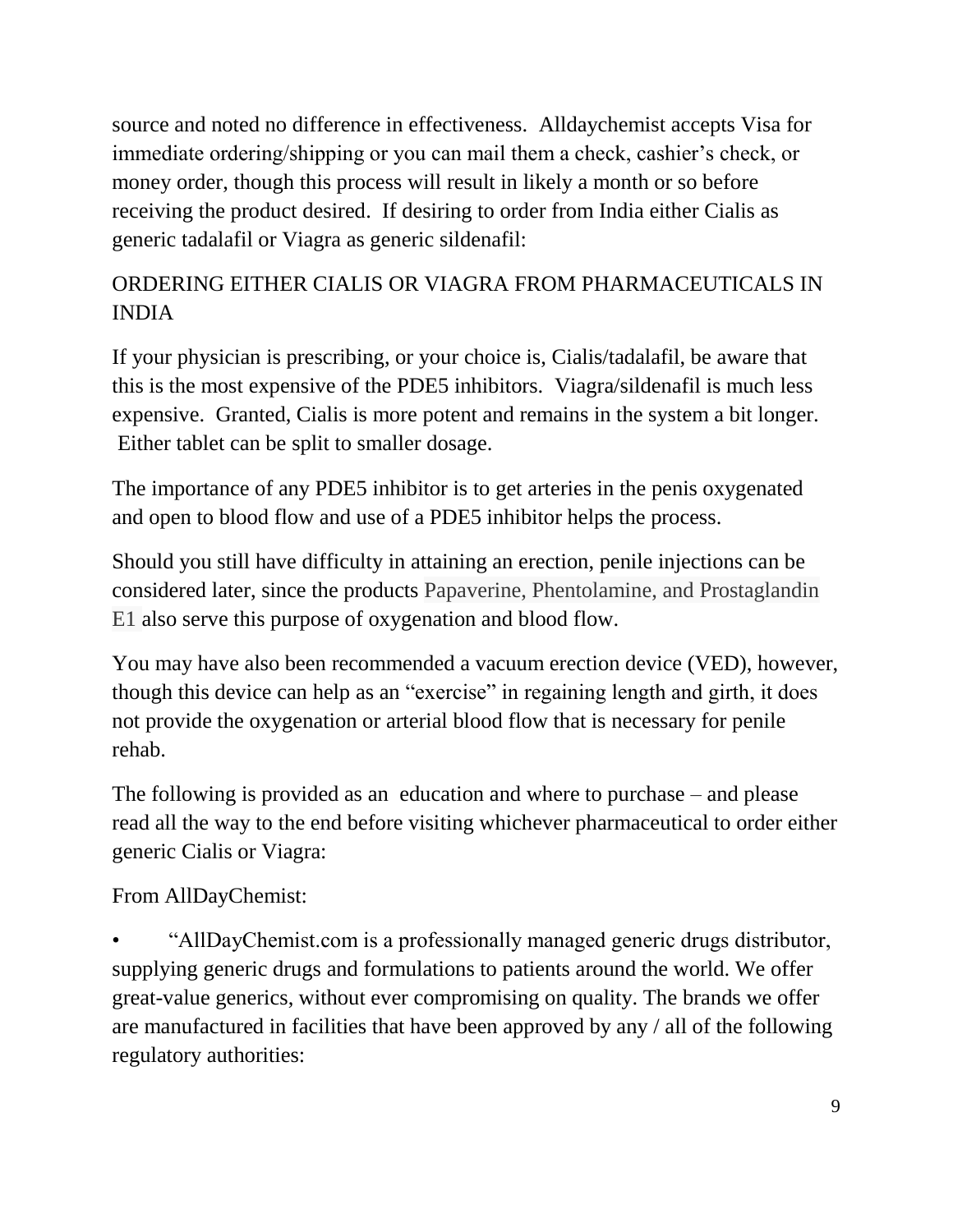source and noted no difference in effectiveness. Alldaychemist accepts Visa for immediate ordering/shipping or you can mail them a check, cashier's check, or money order, though this process will result in likely a month or so before receiving the product desired. If desiring to order from India either Cialis as generic tadalafil or Viagra as generic sildenafil:

## ORDERING EITHER CIALIS OR VIAGRA FROM PHARMACEUTICALS IN INDIA

If your physician is prescribing, or your choice is, Cialis/tadalafil, be aware that this is the most expensive of the PDE5 inhibitors. Viagra/sildenafil is much less expensive. Granted, Cialis is more potent and remains in the system a bit longer. Either tablet can be split to smaller dosage.

The importance of any PDE5 inhibitor is to get arteries in the penis oxygenated and open to blood flow and use of a PDE5 inhibitor helps the process.

Should you still have difficulty in attaining an erection, penile injections can be considered later, since the products Papaverine, Phentolamine, and Prostaglandin E1 also serve this purpose of oxygenation and blood flow.

You may have also been recommended a vacuum erection device (VED), however, though this device can help as an "exercise" in regaining length and girth, it does not provide the oxygenation or arterial blood flow that is necessary for penile rehab.

The following is provided as an education and where to purchase – and please read all the way to the end before visiting whichever pharmaceutical to order either generic Cialis or Viagra:

From AllDayChemist:

- "AllDayChemist.com is a professionally managed generic drugs distributor, supplying generic drugs and formulations to patients around the world. We offer great-value generics, without ever compromising on quality. The brands we offer are manufactured in facilities that have been approved by any / all of the following regulatory authorities: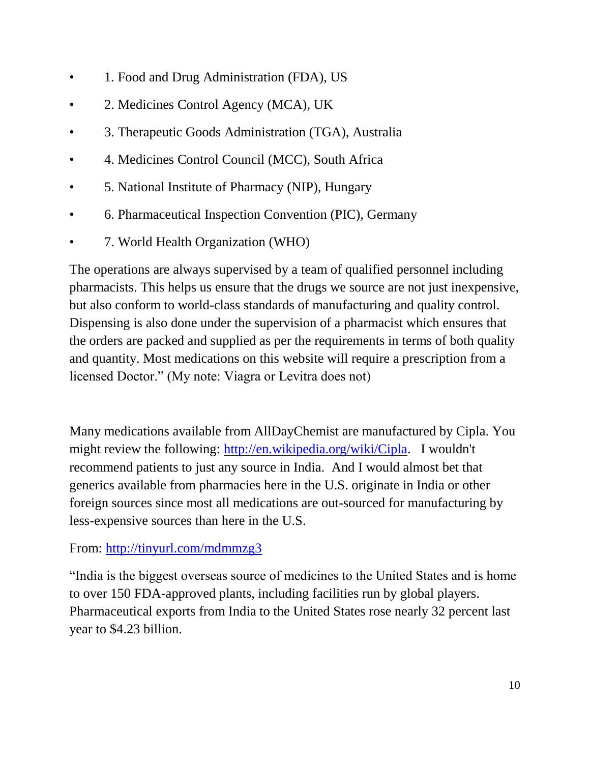- 1. Food and Drug Administration (FDA), US
- 2. Medicines Control Agency (MCA), UK
- 3. Therapeutic Goods Administration (TGA), Australia
- 4. Medicines Control Council (MCC), South Africa
- 5. National Institute of Pharmacy (NIP), Hungary
- 6. Pharmaceutical Inspection Convention (PIC), Germany
- 7. World Health Organization (WHO)

The operations are always supervised by a team of qualified personnel including pharmacists. This helps us ensure that the drugs we source are not just inexpensive, but also conform to world-class standards of manufacturing and quality control. Dispensing is also done under the supervision of a pharmacist which ensures that the orders are packed and supplied as per the requirements in terms of both quality and quantity. Most medications on this website will require a prescription from a licensed Doctor." (My note: Viagra or Levitra does not)

Many medications available from AllDayChemist are manufactured by Cipla. You might review the following: [http://en.wikipedia.org/wiki/Cipla](http://en.wikipedia.org/wiki/Cipla). I wouldn't recommend patients to just any source in India. And I would almost bet that generics available from pharmacies here in the U.S. originate in India or other foreign sources since most all medications are out-sourced for manufacturing by less-expensive sources than here in the U.S.

From: [http://tinyurl.com/mdmmzg3](http://tinyurl.com/mdmmzg3)

"India is the biggest overseas source of medicines to the United States and is home to over 150 FDA-approved plants, including facilities run by global players. Pharmaceutical exports from India to the United States rose nearly 32 percent last year to $4.23 billion.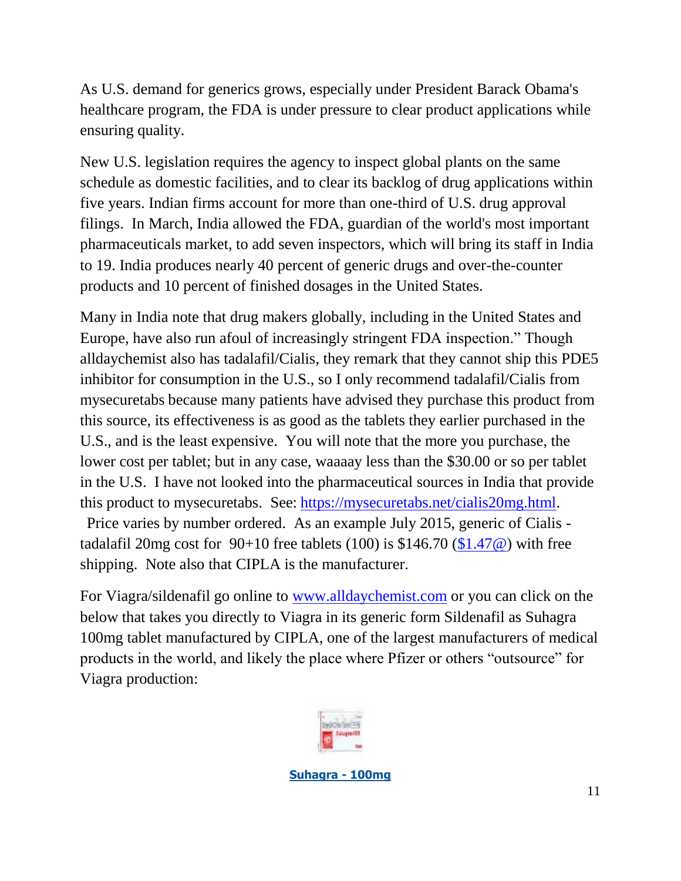As U.S. demand for generics grows, especially under President Barack Obama's healthcare program, the FDA is under pressure to clear product applications while ensuring quality.

New U.S. legislation requires the agency to inspect global plants on the same schedule as domestic facilities, and to clear its backlog of drug applications within five years. Indian firms account for more than one-third of U.S. drug approval filings. In March, India allowed the FDA, guardian of the world's most important pharmaceuticals market, to add seven inspectors, which will bring its staff in India to 19. India produces nearly 40 percent of generic drugs and over-the-counter products and 10 percent of finished dosages in the United States.

Many in India note that drug makers globally, including in the United States and Europe, have also run afoul of increasingly stringent FDA inspection." Though alldaychemist also has tadalafil/Cialis, they remark that they cannot ship this PDE5 inhibitor for consumption in the U.S., so I only recommend tadalafil/Cialis from mysecuretabs because many patients have advised they purchase this product from this source, its effectiveness is as good as the tablets they earlier purchased in the U.S., and is the least expensive. You will note that the more you purchase, the lower cost per tablet; but in any case, waaaay less than the $30.00 or so per tablet in the U.S. I have not looked into the pharmaceutical sources in India that provide this product to mysecuretabs. See: [https://mysecuretabs.net/cialis20mg.html](https://mysecuretabs.net/cialis20mg.html).
Price varies by number ordered. As an example July 2015, generic of Cialis - tadalafil 20mg cost for 90+10 free tablets (100) is $146.70 ($1.47@) with free shipping. Note also that CIPLA is the manufacturer.

For Viagra/sildenafil go online to [www.alldaychemist.com](http://www.alldaychemist.com) or you can click on the below that takes you directly to Viagra in its generic form Sildenafil as Suhagra 100mg tablet manufactured by CIPLA, one of the largest manufacturers of medical products in the world, and likely the place where Pfizer or others "outsource" for Viagra production:

**Suhagra - 100mg**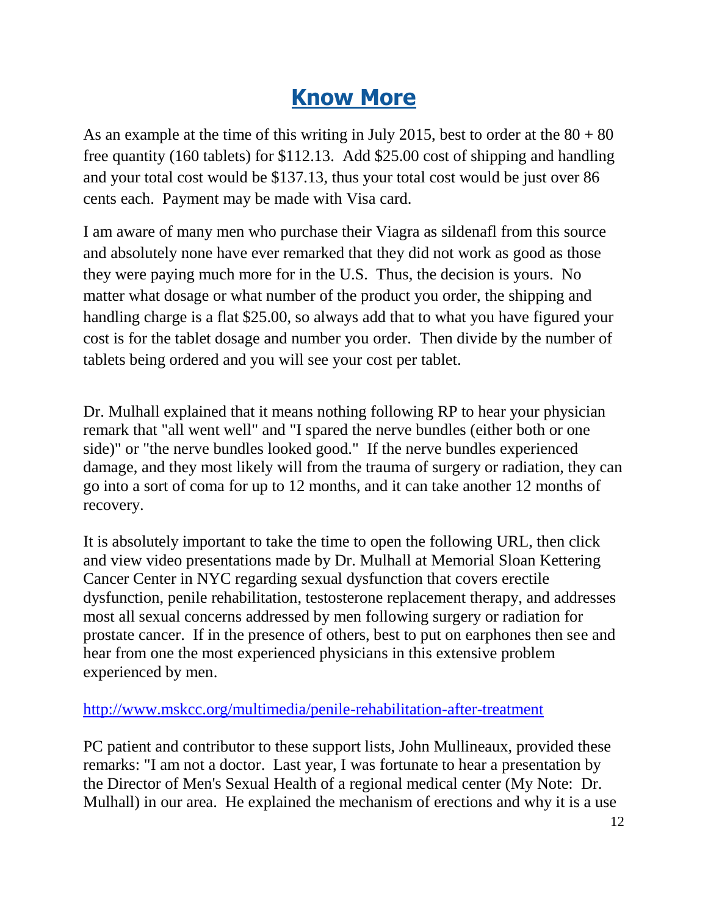# Know More

As an example at the time of this writing in July 2015, best to order at the 80 + 80 free quantity (160 tablets) for $112.13. Add $25.00 cost of shipping and handling and your total cost would be $137.13, thus your total cost would be just over 86 cents each. Payment may be made with Visa card.

I am aware of many men who purchase their Viagra as sildenafl from this source and absolutely none have ever remarked that they did not work as good as those they were paying much more for in the U.S. Thus, the decision is yours. No matter what dosage or what number of the product you order, the shipping and handling charge is a flat $25.00, so always add that to what you have figured your cost is for the tablet dosage and number you order. Then divide by the number of tablets being ordered and you will see your cost per tablet.

Dr. Mulhall explained that it means nothing following RP to hear your physician remark that "all went well" and "I spared the nerve bundles (either both or one side)" or "the nerve bundles looked good." If the nerve bundles experienced damage, and they most likely will from the trauma of surgery or radiation, they can go into a sort of coma for up to 12 months, and it can take another 12 months of recovery.

It is absolutely important to take the time to open the following URL, then click and view video presentations made by Dr. Mulhall at Memorial Sloan Kettering Cancer Center in NYC regarding sexual dysfunction that covers erectile dysfunction, penile rehabilitation, testosterone replacement therapy, and addresses most all sexual concerns addressed by men following surgery or radiation for prostate cancer. If in the presence of others, best to put on earphones then see and hear from one the most experienced physicians in this extensive problem experienced by men.

http://www.mskcc.org/multimedia/penile-rehabilitation-after-treatment

PC patient and contributor to these support lists, John Mullineaux, provided these remarks: "I am not a doctor. Last year, I was fortunate to hear a presentation by the Director of Men's Sexual Health of a regional medical center (My Note: Dr. Mulhall) in our area. He explained the mechanism of erections and why it is a use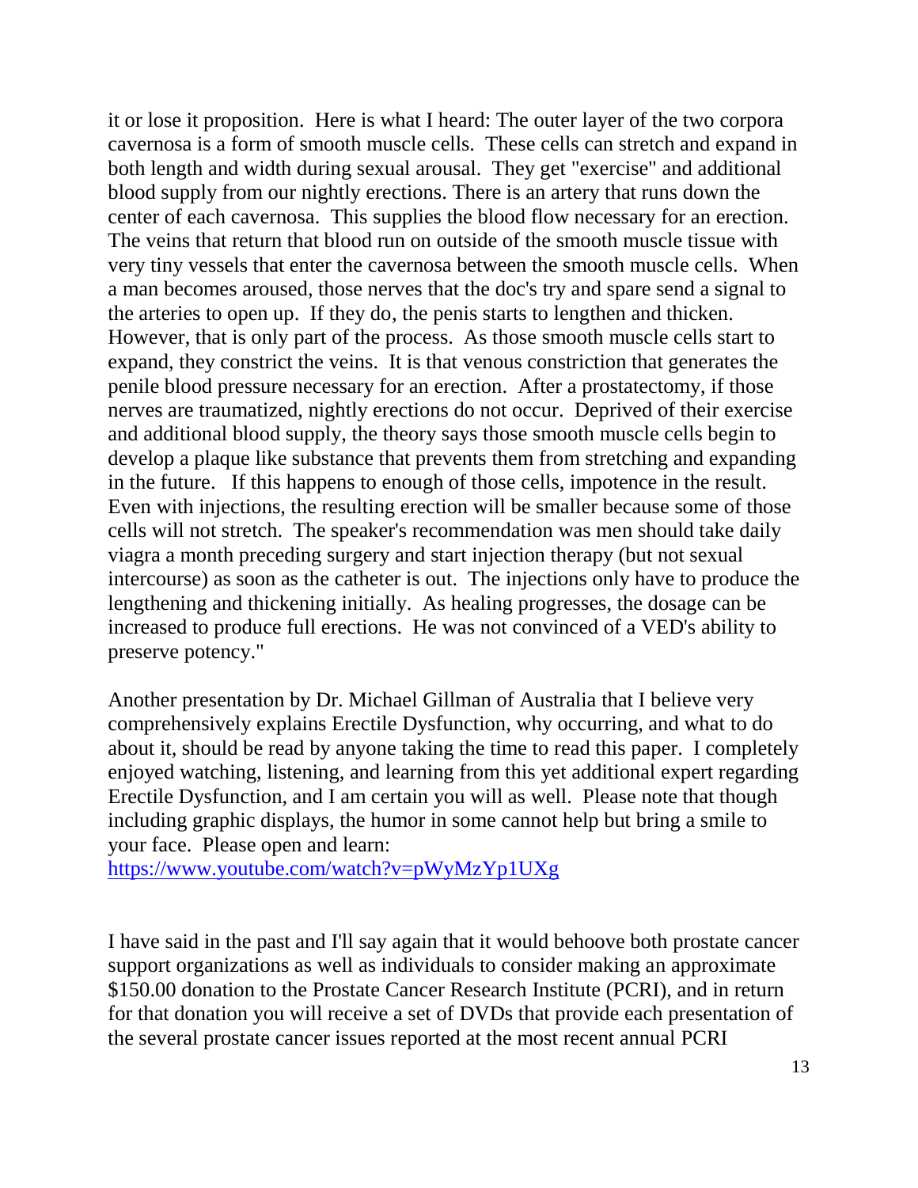it or lose it proposition. Here is what I heard: The outer layer of the two corpora cavernosa is a form of smooth muscle cells. These cells can stretch and expand in both length and width during sexual arousal. They get "exercise" and additional blood supply from our nightly erections. There is an artery that runs down the center of each cavernosa. This supplies the blood flow necessary for an erection. The veins that return that blood run on outside of the smooth muscle tissue with very tiny vessels that enter the cavernosa between the smooth muscle cells. When a man becomes aroused, those nerves that the doc's try and spare send a signal to the arteries to open up. If they do, the penis starts to lengthen and thicken. However, that is only part of the process. As those smooth muscle cells start to expand, they constrict the veins. It is that venous constriction that generates the penile blood pressure necessary for an erection. After a prostatectomy, if those nerves are traumatized, nightly erections do not occur. Deprived of their exercise and additional blood supply, the theory says those smooth muscle cells begin to develop a plaque like substance that prevents them from stretching and expanding in the future. If this happens to enough of those cells, impotence in the result. Even with injections, the resulting erection will be smaller because some of those cells will not stretch. The speaker's recommendation was men should take daily viagra a month preceding surgery and start injection therapy (but not sexual intercourse) as soon as the catheter is out. The injections only have to produce the lengthening and thickening initially. As healing progresses, the dosage can be increased to produce full erections. He was not convinced of a VED's ability to preserve potency."

Another presentation by Dr. Michael Gillman of Australia that I believe very comprehensively explains Erectile Dysfunction, why occurring, and what to do about it, should be read by anyone taking the time to read this paper. I completely enjoyed watching, listening, and learning from this yet additional expert regarding Erectile Dysfunction, and I am certain you will as well. Please note that though including graphic displays, the humor in some cannot help but bring a smile to your face. Please open and learn:
https://www.youtube.com/watch?v=pWyMzYp1UXg

I have said in the past and I'll say again that it would behoove both prostate cancer support organizations as well as individuals to consider making an approximate $150.00 donation to the Prostate Cancer Research Institute (PCRI), and in return for that donation you will receive a set of DVDs that provide each presentation of the several prostate cancer issues reported at the most recent annual PCRI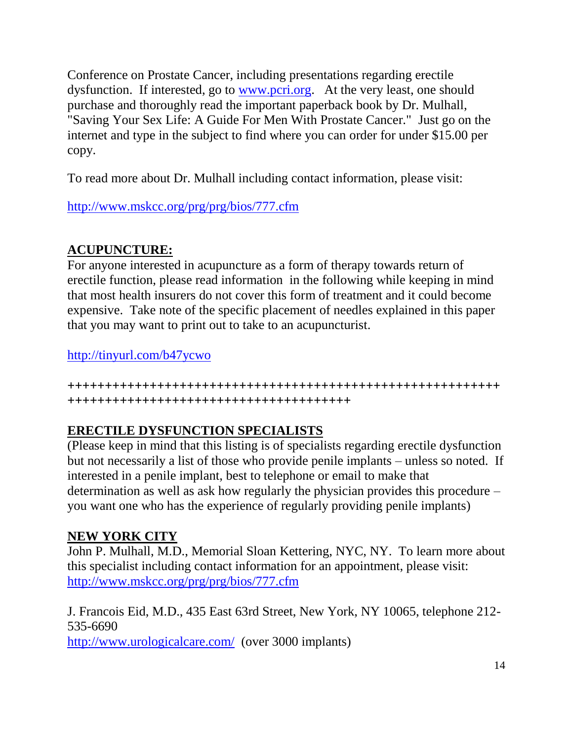Conference on Prostate Cancer, including presentations regarding erectile dysfunction. If interested, go to www.pcri.org. At the very least, one should purchase and thoroughly read the important paperback book by Dr. Mulhall, "Saving Your Sex Life: A Guide For Men With Prostate Cancer." Just go on the internet and type in the subject to find where you can order for under $15.00 per copy.

To read more about Dr. Mulhall including contact information, please visit:

http://www.mskcc.org/prg/prg/bios/777.cfm

## ACUPUNCTURE:

For anyone interested in acupuncture as a form of therapy towards return of erectile function, please read information in the following while keeping in mind that most health insurers do not cover this form of treatment and it could become expensive. Take note of the specific placement of needles explained in this paper that you may want to print out to take to an acupuncturist.

http://tinyurl.com/b47ycwo

++++++++++++++++++++++++++++++++++++++++++++++++++++++++++++++++++++++++++++++++++++++++++++++++

## ERECTILE DYSFUNCTION SPECIALISTS

(Please keep in mind that this listing is of specialists regarding erectile dysfunction but not necessarily a list of those who provide penile implants – unless so noted. If interested in a penile implant, best to telephone or email to make that determination as well as ask how regularly the physician provides this procedure – you want one who has the experience of regularly providing penile implants)

## NEW YORK CITY

John P. Mulhall, M.D., Memorial Sloan Kettering, NYC, NY. To learn more about this specialist including contact information for an appointment, please visit: http://www.mskcc.org/prg/prg/bios/777.cfm

J. Francois Eid, M.D., 435 East 63rd Street, New York, NY 10065, telephone 212-535-6690
http://www.urologicalcare.com/ (over 3000 implants)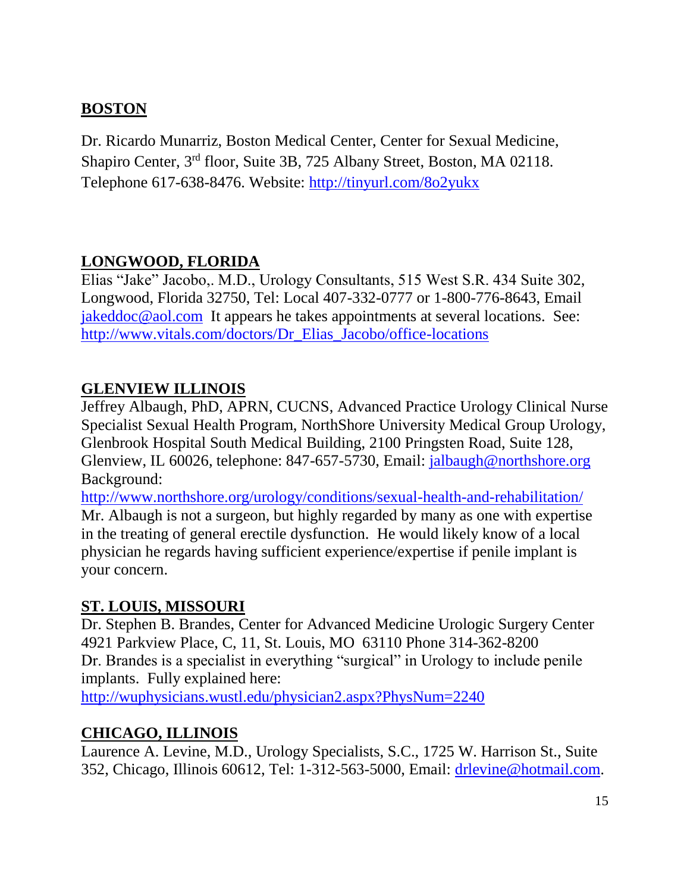## BOSTON

Dr. Ricardo Munarriz, Boston Medical Center, Center for Sexual Medicine, Shapiro Center, 3rd floor, Suite 3B, 725 Albany Street, Boston, MA 02118. Telephone 617-638-8476. Website: http://tinyurl.com/8o2yukx

## LONGWOOD, FLORIDA

Elias "Jake" Jacobo,. M.D., Urology Consultants, 515 West S.R. 434 Suite 302, Longwood, Florida 32750, Tel: Local 407-332-0777 or 1-800-776-8643, Email jakeddoc@aol.com It appears he takes appointments at several locations. See: http://www.vitals.com/doctors/Dr_Elias_Jacobo/office-locations

## GLENVIEW ILLINOIS

Jeffrey Albaugh, PhD, APRN, CUCNS, Advanced Practice Urology Clinical Nurse Specialist Sexual Health Program, NorthShore University Medical Group Urology, Glenbrook Hospital South Medical Building, 2100 Pringsten Road, Suite 128, Glenview, IL 60026, telephone: 847-657-5730, Email: jalbaugh@northshore.org Background:
http://www.northshore.org/urology/conditions/sexual-health-and-rehabilitation/
Mr. Albaugh is not a surgeon, but highly regarded by many as one with expertise in the treating of general erectile dysfunction. He would likely know of a local physician he regards having sufficient experience/expertise if penile implant is your concern.

## ST. LOUIS, MISSOURI

Dr. Stephen B. Brandes, Center for Advanced Medicine Urologic Surgery Center 4921 Parkview Place, C, 11, St. Louis, MO 63110 Phone 314-362-8200
Dr. Brandes is a specialist in everything "surgical" in Urology to include penile implants. Fully explained here:
http://wuphysicians.wustl.edu/physician2.aspx?PhysNum=2240

## CHICAGO, ILLINOIS

Laurence A. Levine, M.D., Urology Specialists, S.C., 1725 W. Harrison St., Suite 352, Chicago, Illinois 60612, Tel: 1-312-563-5000, Email: drlevine@hotmail.com.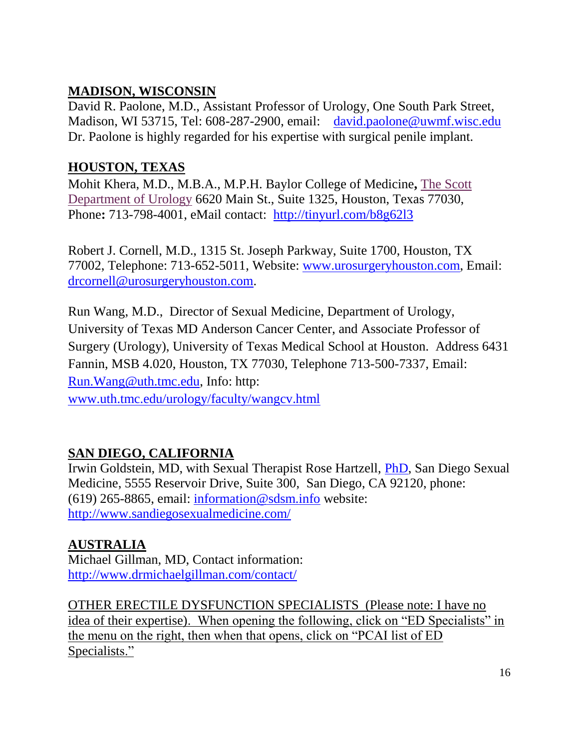## MADISON, WISCONSIN

David R. Paolone, M.D., Assistant Professor of Urology, One South Park Street, Madison, WI 53715, Tel: 608-287-2900, email: david.paolone@uwmf.wisc.edu Dr. Paolone is highly regarded for his expertise with surgical penile implant.

## HOUSTON, TEXAS

Mohit Khera, M.D., M.B.A., M.P.H. Baylor College of Medicine**,** The Scott Department of Urology 6620 Main St., Suite 1325, Houston, Texas 77030, Phone**:** 713-798-4001, eMail contact: http://tinyurl.com/b8g62l3

Robert J. Cornell, M.D., 1315 St. Joseph Parkway, Suite 1700, Houston, TX 77002, Telephone: 713-652-5011, Website: www.urosurgeryhouston.com, Email: drcornell@urosurgeryhouston.com.

Run Wang, M.D., Director of Sexual Medicine, Department of Urology, University of Texas MD Anderson Cancer Center, and Associate Professor of Surgery (Urology), University of Texas Medical School at Houston. Address 6431 Fannin, MSB 4.020, Houston, TX 77030, Telephone 713-500-7337, Email: Run.Wang@uth.tmc.edu, Info: http: www.uth.tmc.edu/urology/faculty/wangcv.html

## SAN DIEGO, CALIFORNIA

Irwin Goldstein, MD, with Sexual Therapist Rose Hartzell, PhD, San Diego Sexual Medicine, 5555 Reservoir Drive, Suite 300, San Diego, CA 92120, phone: (619) 265-8865, email: information@sdsm.info website: http://www.sandiegosexualmedicine.com/

## AUSTRALIA

Michael Gillman, MD, Contact information: http://www.drmichaelgillman.com/contact/

OTHER ERECTILE DYSFUNCTION SPECIALISTS (Please note: I have no idea of their expertise). When opening the following, click on "ED Specialists" in the menu on the right, then when that opens, click on "PCAI list of ED Specialists."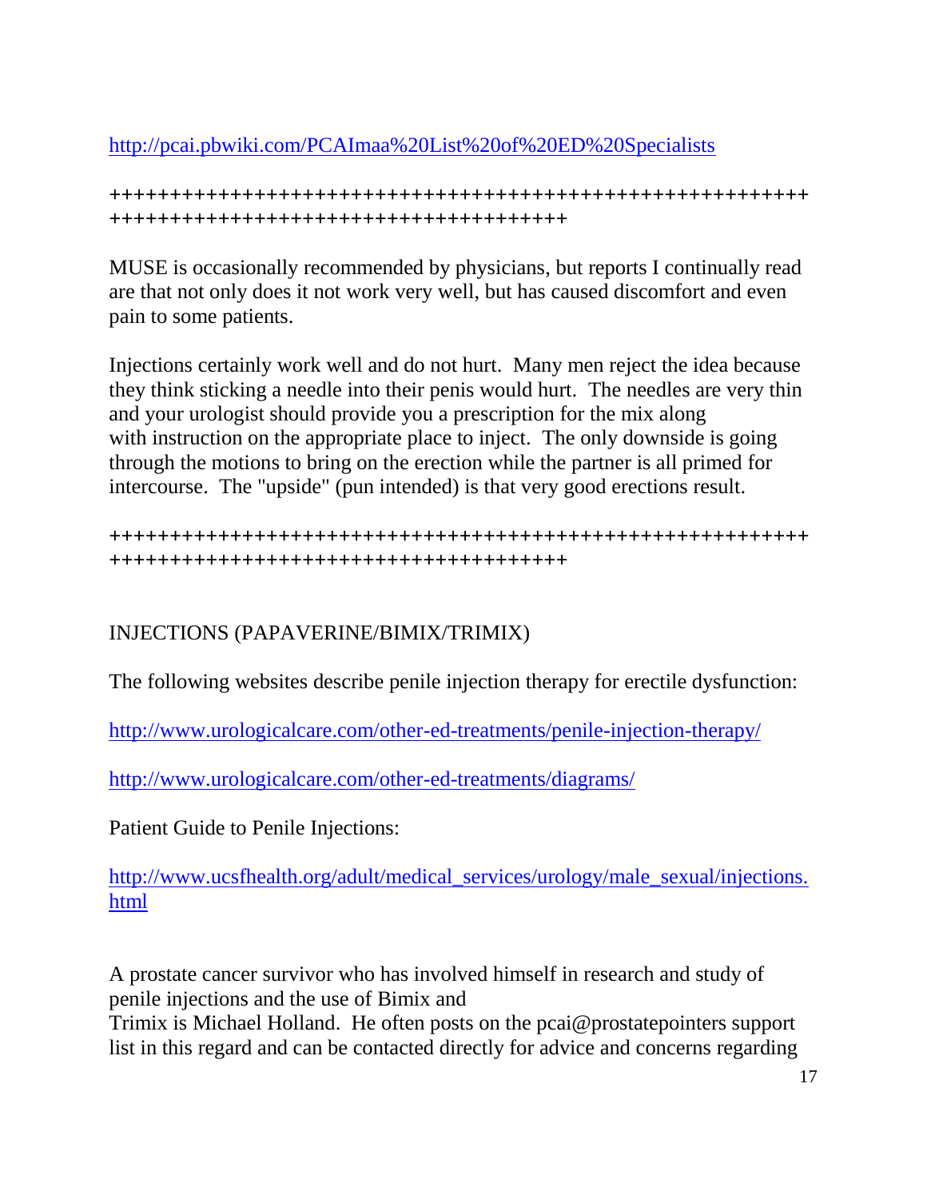http://pcai.pbwiki.com/PCAImaa%20List%20of%20ED%20Specialists

++++++++++++++++++++++++++++++++++++++++++++++++++++++++++++++++++++++++++++++++++++++++++++++++++++

MUSE is occasionally recommended by physicians, but reports I continually read are that not only does it not work very well, but has caused discomfort and even pain to some patients.

Injections certainly work well and do not hurt. Many men reject the idea because they think sticking a needle into their penis would hurt. The needles are very thin and your urologist should provide you a prescription for the mix along with instruction on the appropriate place to inject. The only downside is going through the motions to bring on the erection while the partner is all primed for intercourse. The "upside" (pun intended) is that very good erections result.

++++++++++++++++++++++++++++++++++++++++++++++++++++++++++++++++++++++++++++++++++++++++++++++++++++

INJECTIONS (PAPAVERINE/BIMIX/TRIMIX)

The following websites describe penile injection therapy for erectile dysfunction:

http://www.urologicalcare.com/other-ed-treatments/penile-injection-therapy/

http://www.urologicalcare.com/other-ed-treatments/diagrams/

Patient Guide to Penile Injections:

http://www.ucsfhealth.org/adult/medical_services/urology/male_sexual/injections.html

A prostate cancer survivor who has involved himself in research and study of penile injections and the use of Bimix and Trimix is Michael Holland. He often posts on the pcai@prostatepointers support list in this regard and can be contacted directly for advice and concerns regarding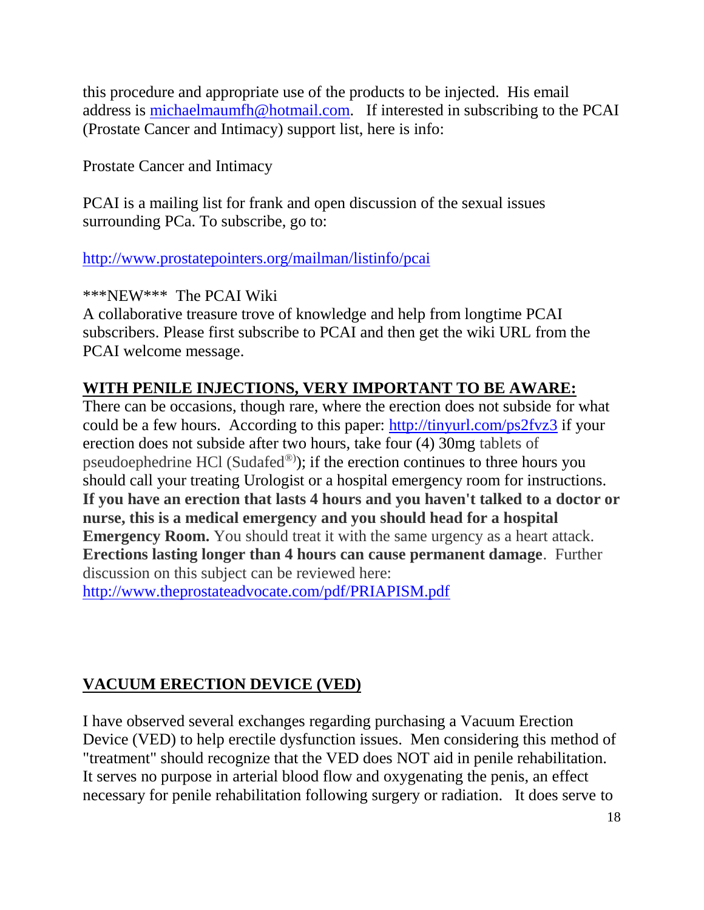this procedure and appropriate use of the products to be injected. His email address is michaelmaumfh@hotmail.com. If interested in subscribing to the PCAI (Prostate Cancer and Intimacy) support list, here is info:

Prostate Cancer and Intimacy

PCAI is a mailing list for frank and open discussion of the sexual issues surrounding PCa. To subscribe, go to:

http://www.prostatepointers.org/mailman/listinfo/pcai

***NEW*** The PCAI Wiki
A collaborative treasure trove of knowledge and help from longtime PCAI subscribers. Please first subscribe to PCAI and then get the wiki URL from the PCAI welcome message.

**WITH PENILE INJECTIONS, VERY IMPORTANT TO BE AWARE:**
There can be occasions, though rare, where the erection does not subside for what could be a few hours. According to this paper: http://tinyurl.com/ps2fvz3 if your erection does not subside after two hours, take four (4) 30mg tablets of pseudoephedrine HCl (Sudafed®); if the erection continues to three hours you should call your treating Urologist or a hospital emergency room for instructions. **If you have an erection that lasts 4 hours and you haven't talked to a doctor or nurse, this is a medical emergency and you should head for a hospital Emergency Room.** You should treat it with the same urgency as a heart attack. **Erections lasting longer than 4 hours can cause permanent damage**. Further discussion on this subject can be reviewed here: http://www.theprostateadvocate.com/pdf/PRIAPISM.pdf

## VACUUM ERECTION DEVICE (VED)

I have observed several exchanges regarding purchasing a Vacuum Erection Device (VED) to help erectile dysfunction issues. Men considering this method of "treatment" should recognize that the VED does NOT aid in penile rehabilitation. It serves no purpose in arterial blood flow and oxygenating the penis, an effect necessary for penile rehabilitation following surgery or radiation. It does serve to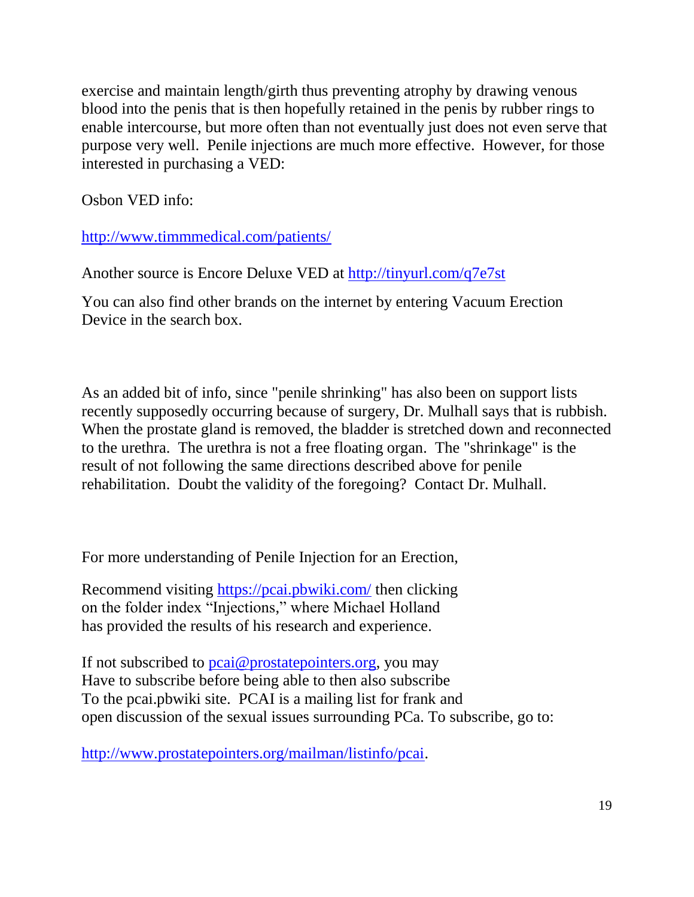exercise and maintain length/girth thus preventing atrophy by drawing venous blood into the penis that is then hopefully retained in the penis by rubber rings to enable intercourse, but more often than not eventually just does not even serve that purpose very well. Penile injections are much more effective. However, for those interested in purchasing a VED:

Osbon VED info:

http://www.timmmedical.com/patients/

Another source is Encore Deluxe VED at http://tinyurl.com/q7e7st

You can also find other brands on the internet by entering Vacuum Erection Device in the search box.

As an added bit of info, since "penile shrinking" has also been on support lists recently supposedly occurring because of surgery, Dr. Mulhall says that is rubbish. When the prostate gland is removed, the bladder is stretched down and reconnected to the urethra. The urethra is not a free floating organ. The "shrinkage" is the result of not following the same directions described above for penile rehabilitation. Doubt the validity of the foregoing? Contact Dr. Mulhall.

For more understanding of Penile Injection for an Erection,

Recommend visiting https://pcai.pbwiki.com/ then clicking on the folder index "Injections," where Michael Holland has provided the results of his research and experience.

If not subscribed to pcai@prostatepointers.org, you may Have to subscribe before being able to then also subscribe To the pcai.pbwiki site. PCAI is a mailing list for frank and open discussion of the sexual issues surrounding PCa. To subscribe, go to:

http://www.prostatepointers.org/mailman/listinfo/pcai.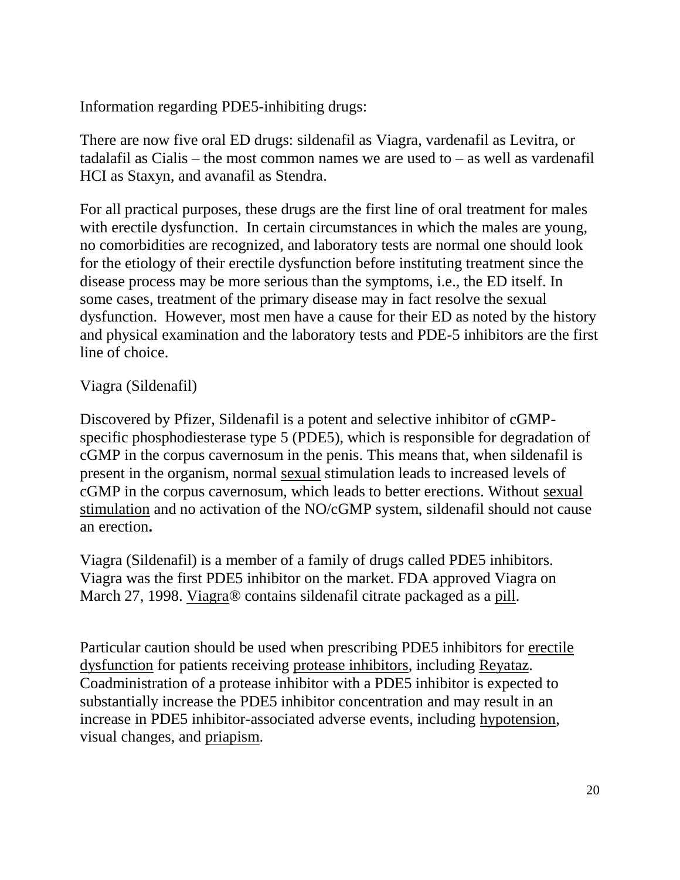Information regarding PDE5-inhibiting drugs:

There are now five oral ED drugs: sildenafil as Viagra, vardenafil as Levitra, or tadalafil as Cialis – the most common names we are used to – as well as vardenafil HCI as Staxyn, and avanafil as Stendra.

For all practical purposes, these drugs are the first line of oral treatment for males with erectile dysfunction. In certain circumstances in which the males are young, no comorbidities are recognized, and laboratory tests are normal one should look for the etiology of their erectile dysfunction before instituting treatment since the disease process may be more serious than the symptoms, i.e., the ED itself. In some cases, treatment of the primary disease may in fact resolve the sexual dysfunction. However, most men have a cause for their ED as noted by the history and physical examination and the laboratory tests and PDE-5 inhibitors are the first line of choice.

Viagra (Sildenafil)

Discovered by Pfizer, Sildenafil is a potent and selective inhibitor of cGMP-specific phosphodiesterase type 5 (PDE5), which is responsible for degradation of cGMP in the corpus cavernosum in the penis. This means that, when sildenafil is present in the organism, normal sexual stimulation leads to increased levels of cGMP in the corpus cavernosum, which leads to better erections. Without sexual stimulation and no activation of the NO/cGMP system, sildenafil should not cause an erection**.**

Viagra (Sildenafil) is a member of a family of drugs called PDE5 inhibitors. Viagra was the first PDE5 inhibitor on the market. FDA approved Viagra on March 27, 1998. Viagra® contains sildenafil citrate packaged as a pill.

Particular caution should be used when prescribing PDE5 inhibitors for erectile dysfunction for patients receiving protease inhibitors, including Reyataz. Coadministration of a protease inhibitor with a PDE5 inhibitor is expected to substantially increase the PDE5 inhibitor concentration and may result in an increase in PDE5 inhibitor-associated adverse events, including hypotension, visual changes, and priapism.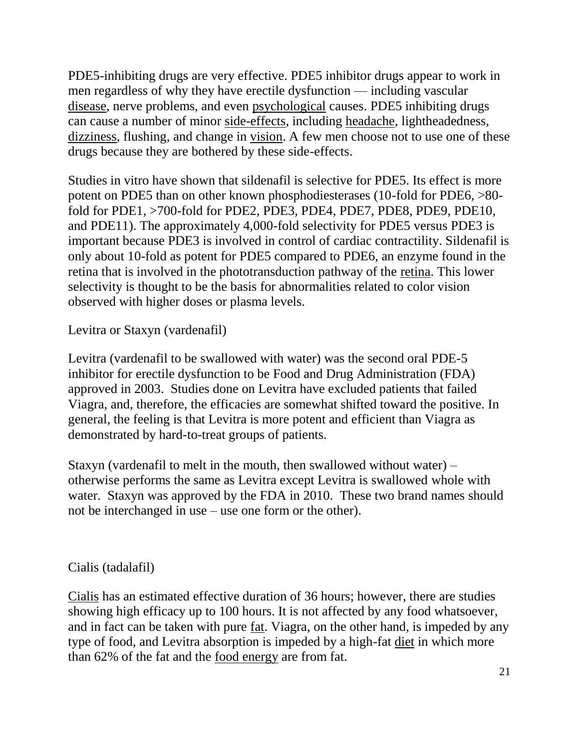PDE5-inhibiting drugs are very effective. PDE5 inhibitor drugs appear to work in men regardless of why they have erectile dysfunction — including vascular disease, nerve problems, and even psychological causes. PDE5 inhibiting drugs can cause a number of minor side-effects, including headache, lightheadedness, dizziness, flushing, and change in vision. A few men choose not to use one of these drugs because they are bothered by these side-effects.

Studies in vitro have shown that sildenafil is selective for PDE5. Its effect is more potent on PDE5 than on other known phosphodiesterases (10-fold for PDE6, >80-fold for PDE1, >700-fold for PDE2, PDE3, PDE4, PDE7, PDE8, PDE9, PDE10, and PDE11). The approximately 4,000-fold selectivity for PDE5 versus PDE3 is important because PDE3 is involved in control of cardiac contractility. Sildenafil is only about 10-fold as potent for PDE5 compared to PDE6, an enzyme found in the retina that is involved in the phototransduction pathway of the retina. This lower selectivity is thought to be the basis for abnormalities related to color vision observed with higher doses or plasma levels.

Levitra or Staxyn (vardenafil)

Levitra (vardenafil to be swallowed with water) was the second oral PDE-5 inhibitor for erectile dysfunction to be Food and Drug Administration (FDA) approved in 2003. Studies done on Levitra have excluded patients that failed Viagra, and, therefore, the efficacies are somewhat shifted toward the positive. In general, the feeling is that Levitra is more potent and efficient than Viagra as demonstrated by hard-to-treat groups of patients.

Staxyn (vardenafil to melt in the mouth, then swallowed without water) – otherwise performs the same as Levitra except Levitra is swallowed whole with water. Staxyn was approved by the FDA in 2010. These two brand names should not be interchanged in use – use one form or the other).

Cialis (tadalafil)

Cialis has an estimated effective duration of 36 hours; however, there are studies showing high efficacy up to 100 hours. It is not affected by any food whatsoever, and in fact can be taken with pure fat. Viagra, on the other hand, is impeded by any type of food, and Levitra absorption is impeded by a high-fat diet in which more than 62% of the fat and the food energy are from fat.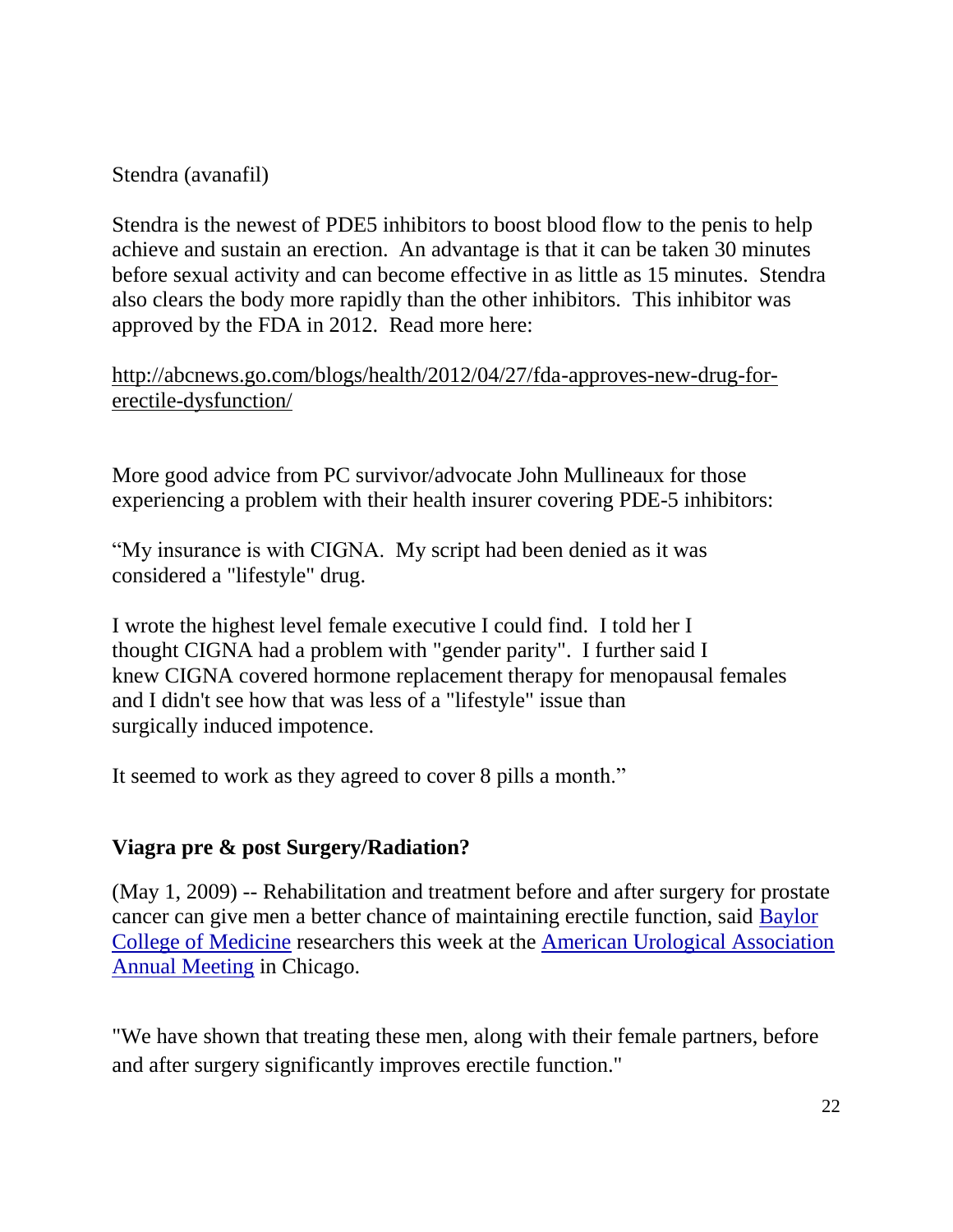Stendra (avanafil)

Stendra is the newest of PDE5 inhibitors to boost blood flow to the penis to help achieve and sustain an erection. An advantage is that it can be taken 30 minutes before sexual activity and can become effective in as little as 15 minutes. Stendra also clears the body more rapidly than the other inhibitors. This inhibitor was approved by the FDA in 2012. Read more here:

http://abcnews.go.com/blogs/health/2012/04/27/fda-approves-new-drug-for-erectile-dysfunction/

More good advice from PC survivor/advocate John Mullineaux for those experiencing a problem with their health insurer covering PDE-5 inhibitors:

"My insurance is with CIGNA. My script had been denied as it was considered a "lifestyle" drug.

I wrote the highest level female executive I could find. I told her I thought CIGNA had a problem with "gender parity". I further said I knew CIGNA covered hormone replacement therapy for menopausal females and I didn't see how that was less of a "lifestyle" issue than surgically induced impotence.

It seemed to work as they agreed to cover 8 pills a month."

**Viagra pre & post Surgery/Radiation?**

(May 1, 2009) -- Rehabilitation and treatment before and after surgery for prostate cancer can give men a better chance of maintaining erectile function, said Baylor College of Medicine researchers this week at the American Urological Association Annual Meeting in Chicago.

"We have shown that treating these men, along with their female partners, before and after surgery significantly improves erectile function."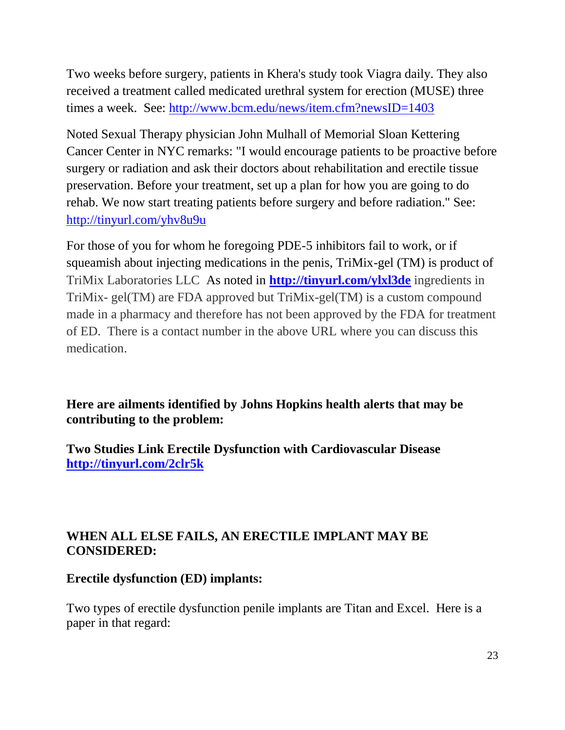Two weeks before surgery, patients in Khera's study took Viagra daily. They also received a treatment called medicated urethral system for erection (MUSE) three times a week. See: http://www.bcm.edu/news/item.cfm?newsID=1403

Noted Sexual Therapy physician John Mulhall of Memorial Sloan Kettering Cancer Center in NYC remarks: "I would encourage patients to be proactive before surgery or radiation and ask their doctors about rehabilitation and erectile tissue preservation. Before your treatment, set up a plan for how you are going to do rehab. We now start treating patients before surgery and before radiation." See: http://tinyurl.com/yhv8u9u

For those of you for whom he foregoing PDE-5 inhibitors fail to work, or if squeamish about injecting medications in the penis, TriMix-gel (TM) is product of TriMix Laboratories LLC As noted in **http://tinyurl.com/ylxl3de** ingredients in TriMix- gel(TM) are FDA approved but TriMix-gel(TM) is a custom compound made in a pharmacy and therefore has not been approved by the FDA for treatment of ED. There is a contact number in the above URL where you can discuss this medication.

**Here are ailments identified by Johns Hopkins health alerts that may be contributing to the problem:**

**Two Studies Link Erectile Dysfunction with Cardiovascular Disease http://tinyurl.com/2clr5k**

**WHEN ALL ELSE FAILS, AN ERECTILE IMPLANT MAY BE CONSIDERED:**

**Erectile dysfunction (ED) implants:**

Two types of erectile dysfunction penile implants are Titan and Excel. Here is a paper in that regard: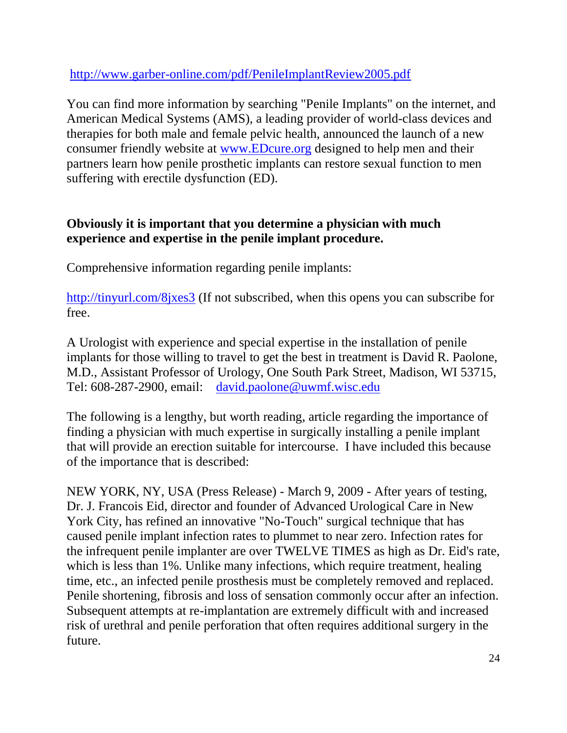http://www.garber-online.com/pdf/PenileImplantReview2005.pdf

You can find more information by searching "Penile Implants" on the internet, and American Medical Systems (AMS), a leading provider of world-class devices and therapies for both male and female pelvic health, announced the launch of a new consumer friendly website at www.EDcure.org designed to help men and their partners learn how penile prosthetic implants can restore sexual function to men suffering with erectile dysfunction (ED).

**Obviously it is important that you determine a physician with much experience and expertise in the penile implant procedure.**

Comprehensive information regarding penile implants:

http://tinyurl.com/8jxes3 (If not subscribed, when this opens you can subscribe for free.

A Urologist with experience and special expertise in the installation of penile implants for those willing to travel to get the best in treatment is David R. Paolone, M.D., Assistant Professor of Urology, One South Park Street, Madison, WI 53715, Tel: 608-287-2900, email: david.paolone@uwmf.wisc.edu

The following is a lengthy, but worth reading, article regarding the importance of finding a physician with much expertise in surgically installing a penile implant that will provide an erection suitable for intercourse. I have included this because of the importance that is described:

NEW YORK, NY, USA (Press Release) - March 9, 2009 - After years of testing, Dr. J. Francois Eid, director and founder of Advanced Urological Care in New York City, has refined an innovative "No-Touch" surgical technique that has caused penile implant infection rates to plummet to near zero. Infection rates for the infrequent penile implanter are over TWELVE TIMES as high as Dr. Eid's rate, which is less than 1%. Unlike many infections, which require treatment, healing time, etc., an infected penile prosthesis must be completely removed and replaced. Penile shortening, fibrosis and loss of sensation commonly occur after an infection. Subsequent attempts at re-implantation are extremely difficult with and increased risk of urethral and penile perforation that often requires additional surgery in the future.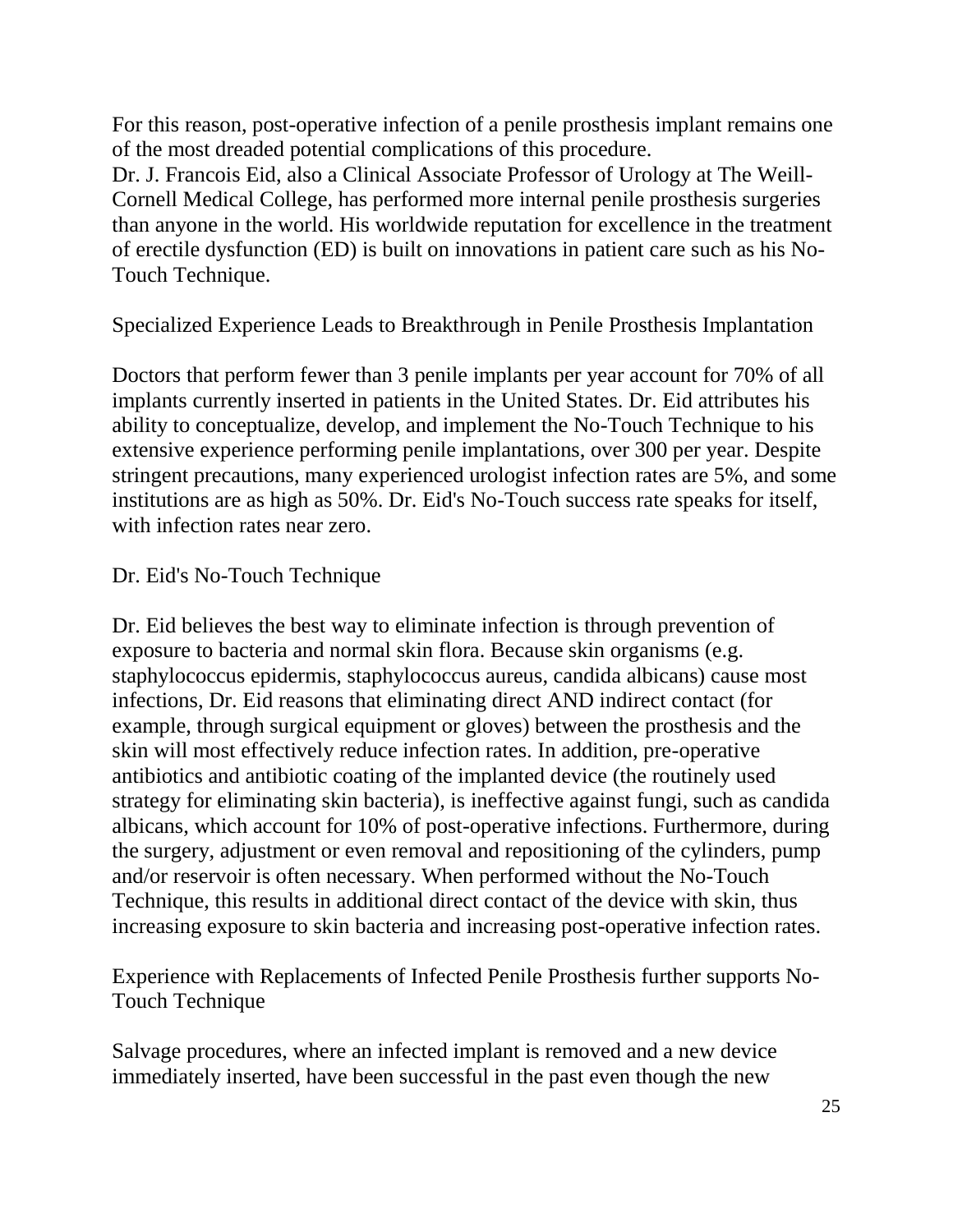For this reason, post-operative infection of a penile prosthesis implant remains one of the most dreaded potential complications of this procedure.
Dr. J. Francois Eid, also a Clinical Associate Professor of Urology at The Weill-Cornell Medical College, has performed more internal penile prosthesis surgeries than anyone in the world. His worldwide reputation for excellence in the treatment of erectile dysfunction (ED) is built on innovations in patient care such as his No-Touch Technique.

## Specialized Experience Leads to Breakthrough in Penile Prosthesis Implantation

Doctors that perform fewer than 3 penile implants per year account for 70% of all implants currently inserted in patients in the United States. Dr. Eid attributes his ability to conceptualize, develop, and implement the No-Touch Technique to his extensive experience performing penile implantations, over 300 per year. Despite stringent precautions, many experienced urologist infection rates are 5%, and some institutions are as high as 50%. Dr. Eid's No-Touch success rate speaks for itself, with infection rates near zero.

## Dr. Eid's No-Touch Technique

Dr. Eid believes the best way to eliminate infection is through prevention of exposure to bacteria and normal skin flora. Because skin organisms (e.g. staphylococcus epidermis, staphylococcus aureus, candida albicans) cause most infections, Dr. Eid reasons that eliminating direct AND indirect contact (for example, through surgical equipment or gloves) between the prosthesis and the skin will most effectively reduce infection rates. In addition, pre-operative antibiotics and antibiotic coating of the implanted device (the routinely used strategy for eliminating skin bacteria), is ineffective against fungi, such as candida albicans, which account for 10% of post-operative infections. Furthermore, during the surgery, adjustment or even removal and repositioning of the cylinders, pump and/or reservoir is often necessary. When performed without the No-Touch Technique, this results in additional direct contact of the device with skin, thus increasing exposure to skin bacteria and increasing post-operative infection rates.

## Experience with Replacements of Infected Penile Prosthesis further supports No-Touch Technique

Salvage procedures, where an infected implant is removed and a new device immediately inserted, have been successful in the past even though the new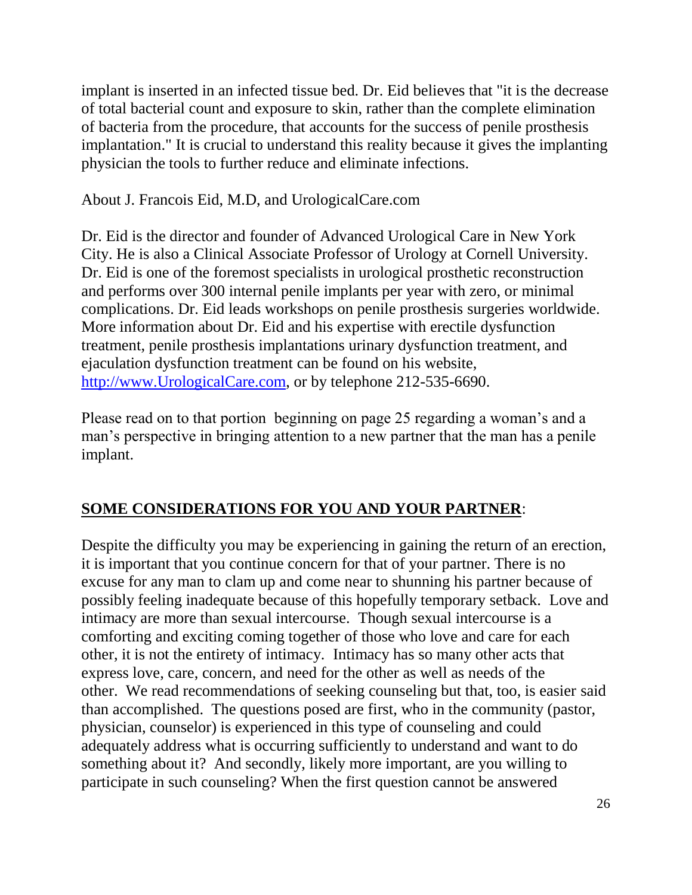implant is inserted in an infected tissue bed. Dr. Eid believes that "it is the decrease of total bacterial count and exposure to skin, rather than the complete elimination of bacteria from the procedure, that accounts for the success of penile prosthesis implantation." It is crucial to understand this reality because it gives the implanting physician the tools to further reduce and eliminate infections.

About J. Francois Eid, M.D, and UrologicalCare.com

Dr. Eid is the director and founder of Advanced Urological Care in New York City. He is also a Clinical Associate Professor of Urology at Cornell University. Dr. Eid is one of the foremost specialists in urological prosthetic reconstruction and performs over 300 internal penile implants per year with zero, or minimal complications. Dr. Eid leads workshops on penile prosthesis surgeries worldwide. More information about Dr. Eid and his expertise with erectile dysfunction treatment, penile prosthesis implantations urinary dysfunction treatment, and ejaculation dysfunction treatment can be found on his website, [http://www.UrologicalCare.com](http://www.UrologicalCare.com), or by telephone 212-535-6690.

Please read on to that portion beginning on page 25 regarding a woman's and a man's perspective in bringing attention to a new partner that the man has a penile implant.

## SOME CONSIDERATIONS FOR YOU AND YOUR PARTNER:

Despite the difficulty you may be experiencing in gaining the return of an erection, it is important that you continue concern for that of your partner. There is no excuse for any man to clam up and come near to shunning his partner because of possibly feeling inadequate because of this hopefully temporary setback. Love and intimacy are more than sexual intercourse. Though sexual intercourse is a comforting and exciting coming together of those who love and care for each other, it is not the entirety of intimacy. Intimacy has so many other acts that express love, care, concern, and need for the other as well as needs of the other. We read recommendations of seeking counseling but that, too, is easier said than accomplished. The questions posed are first, who in the community (pastor, physician, counselor) is experienced in this type of counseling and could adequately address what is occurring sufficiently to understand and want to do something about it? And secondly, likely more important, are you willing to participate in such counseling? When the first question cannot be answered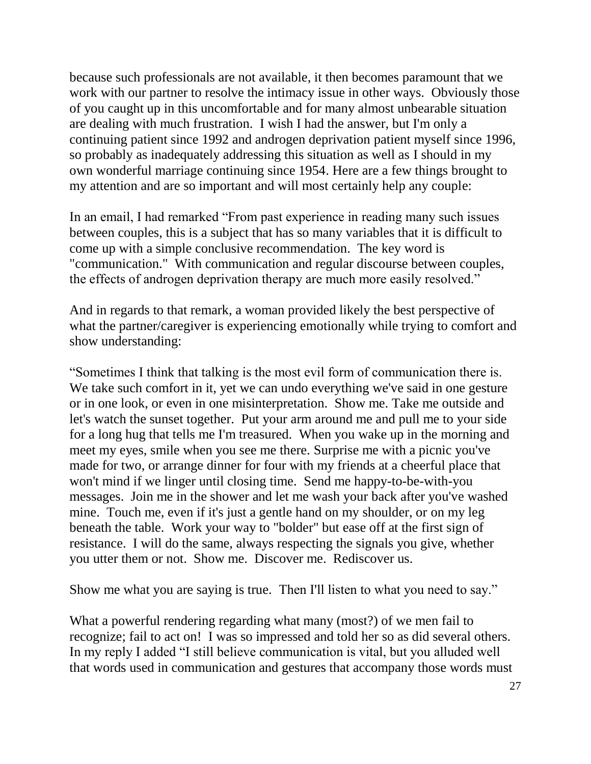because such professionals are not available, it then becomes paramount that we work with our partner to resolve the intimacy issue in other ways. Obviously those of you caught up in this uncomfortable and for many almost unbearable situation are dealing with much frustration. I wish I had the answer, but I'm only a continuing patient since 1992 and androgen deprivation patient myself since 1996, so probably as inadequately addressing this situation as well as I should in my own wonderful marriage continuing since 1954. Here are a few things brought to my attention and are so important and will most certainly help any couple:

In an email, I had remarked "From past experience in reading many such issues between couples, this is a subject that has so many variables that it is difficult to come up with a simple conclusive recommendation. The key word is "communication." With communication and regular discourse between couples, the effects of androgen deprivation therapy are much more easily resolved."

And in regards to that remark, a woman provided likely the best perspective of what the partner/caregiver is experiencing emotionally while trying to comfort and show understanding:

"Sometimes I think that talking is the most evil form of communication there is. We take such comfort in it, yet we can undo everything we've said in one gesture or in one look, or even in one misinterpretation. Show me. Take me outside and let's watch the sunset together. Put your arm around me and pull me to your side for a long hug that tells me I'm treasured. When you wake up in the morning and meet my eyes, smile when you see me there. Surprise me with a picnic you've made for two, or arrange dinner for four with my friends at a cheerful place that won't mind if we linger until closing time. Send me happy-to-be-with-you messages. Join me in the shower and let me wash your back after you've washed mine. Touch me, even if it's just a gentle hand on my shoulder, or on my leg beneath the table. Work your way to "bolder" but ease off at the first sign of resistance. I will do the same, always respecting the signals you give, whether you utter them or not. Show me. Discover me. Rediscover us.

Show me what you are saying is true. Then I'll listen to what you need to say."

What a powerful rendering regarding what many (most?) of we men fail to recognize; fail to act on! I was so impressed and told her so as did several others. In my reply I added "I still believe communication is vital, but you alluded well that words used in communication and gestures that accompany those words must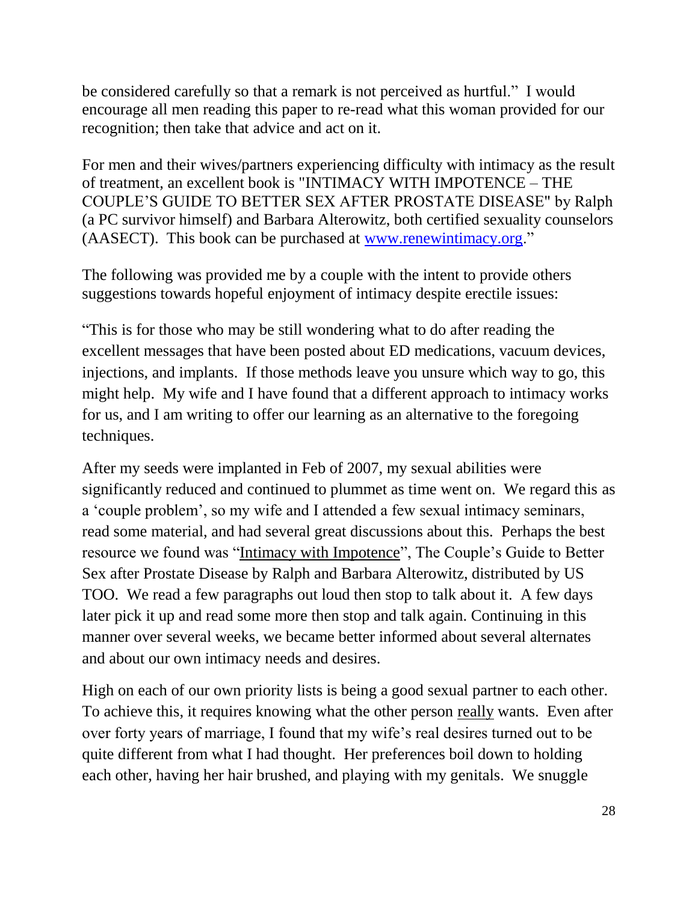be considered carefully so that a remark is not perceived as hurtful." I would encourage all men reading this paper to re-read what this woman provided for our recognition; then take that advice and act on it.

For men and their wives/partners experiencing difficulty with intimacy as the result of treatment, an excellent book is "INTIMACY WITH IMPOTENCE – THE COUPLE'S GUIDE TO BETTER SEX AFTER PROSTATE DISEASE" by Ralph (a PC survivor himself) and Barbara Alterowitz, both certified sexuality counselors (AASECT). This book can be purchased at [www.renewintimacy.org](www.renewintimacy.org)."

The following was provided me by a couple with the intent to provide others suggestions towards hopeful enjoyment of intimacy despite erectile issues:

"This is for those who may be still wondering what to do after reading the excellent messages that have been posted about ED medications, vacuum devices, injections, and implants. If those methods leave you unsure which way to go, this might help. My wife and I have found that a different approach to intimacy works for us, and I am writing to offer our learning as an alternative to the foregoing techniques.

After my seeds were implanted in Feb of 2007, my sexual abilities were significantly reduced and continued to plummet as time went on. We regard this as a 'couple problem', so my wife and I attended a few sexual intimacy seminars, read some material, and had several great discussions about this. Perhaps the best resource we found was "Intimacy with Impotence", The Couple's Guide to Better Sex after Prostate Disease by Ralph and Barbara Alterowitz, distributed by US TOO. We read a few paragraphs out loud then stop to talk about it. A few days later pick it up and read some more then stop and talk again. Continuing in this manner over several weeks, we became better informed about several alternates and about our own intimacy needs and desires.

High on each of our own priority lists is being a good sexual partner to each other. To achieve this, it requires knowing what the other person really wants. Even after over forty years of marriage, I found that my wife's real desires turned out to be quite different from what I had thought. Her preferences boil down to holding each other, having her hair brushed, and playing with my genitals. We snuggle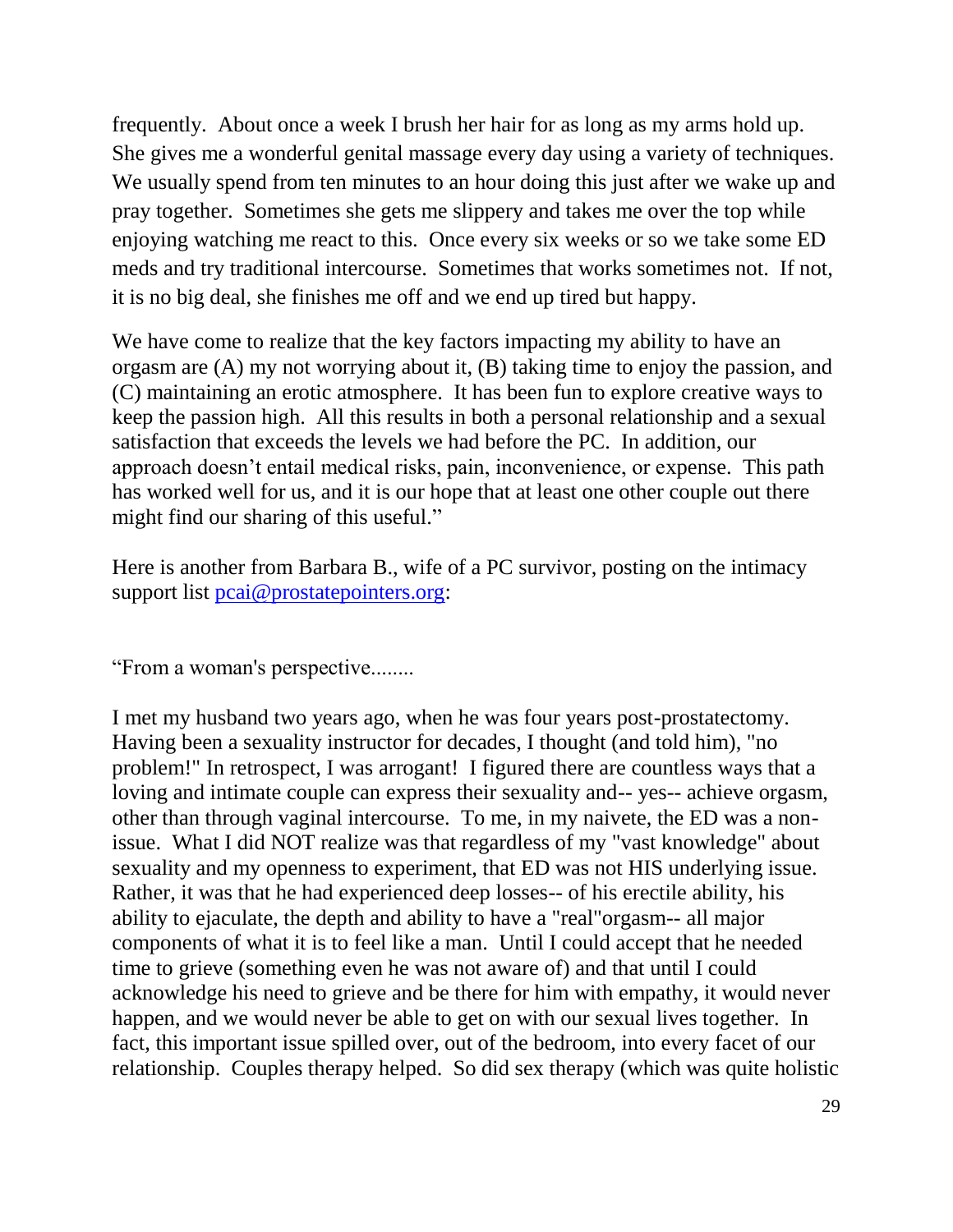frequently. About once a week I brush her hair for as long as my arms hold up. She gives me a wonderful genital massage every day using a variety of techniques. We usually spend from ten minutes to an hour doing this just after we wake up and pray together. Sometimes she gets me slippery and takes me over the top while enjoying watching me react to this. Once every six weeks or so we take some ED meds and try traditional intercourse. Sometimes that works sometimes not. If not, it is no big deal, she finishes me off and we end up tired but happy.

We have come to realize that the key factors impacting my ability to have an orgasm are (A) my not worrying about it, (B) taking time to enjoy the passion, and (C) maintaining an erotic atmosphere. It has been fun to explore creative ways to keep the passion high. All this results in both a personal relationship and a sexual satisfaction that exceeds the levels we had before the PC. In addition, our approach doesn't entail medical risks, pain, inconvenience, or expense. This path has worked well for us, and it is our hope that at least one other couple out there might find our sharing of this useful."

Here is another from Barbara B., wife of a PC survivor, posting on the intimacy support list pcai@prostatepointers.org:

"From a woman's perspective........

I met my husband two years ago, when he was four years post-prostatectomy. Having been a sexuality instructor for decades, I thought (and told him), "no problem!" In retrospect, I was arrogant! I figured there are countless ways that a loving and intimate couple can express their sexuality and-- yes-- achieve orgasm, other than through vaginal intercourse. To me, in my naivete, the ED was a non-issue. What I did NOT realize was that regardless of my "vast knowledge" about sexuality and my openness to experiment, that ED was not HIS underlying issue. Rather, it was that he had experienced deep losses-- of his erectile ability, his ability to ejaculate, the depth and ability to have a "real"orgasm-- all major components of what it is to feel like a man. Until I could accept that he needed time to grieve (something even he was not aware of) and that until I could acknowledge his need to grieve and be there for him with empathy, it would never happen, and we would never be able to get on with our sexual lives together. In fact, this important issue spilled over, out of the bedroom, into every facet of our relationship. Couples therapy helped. So did sex therapy (which was quite holistic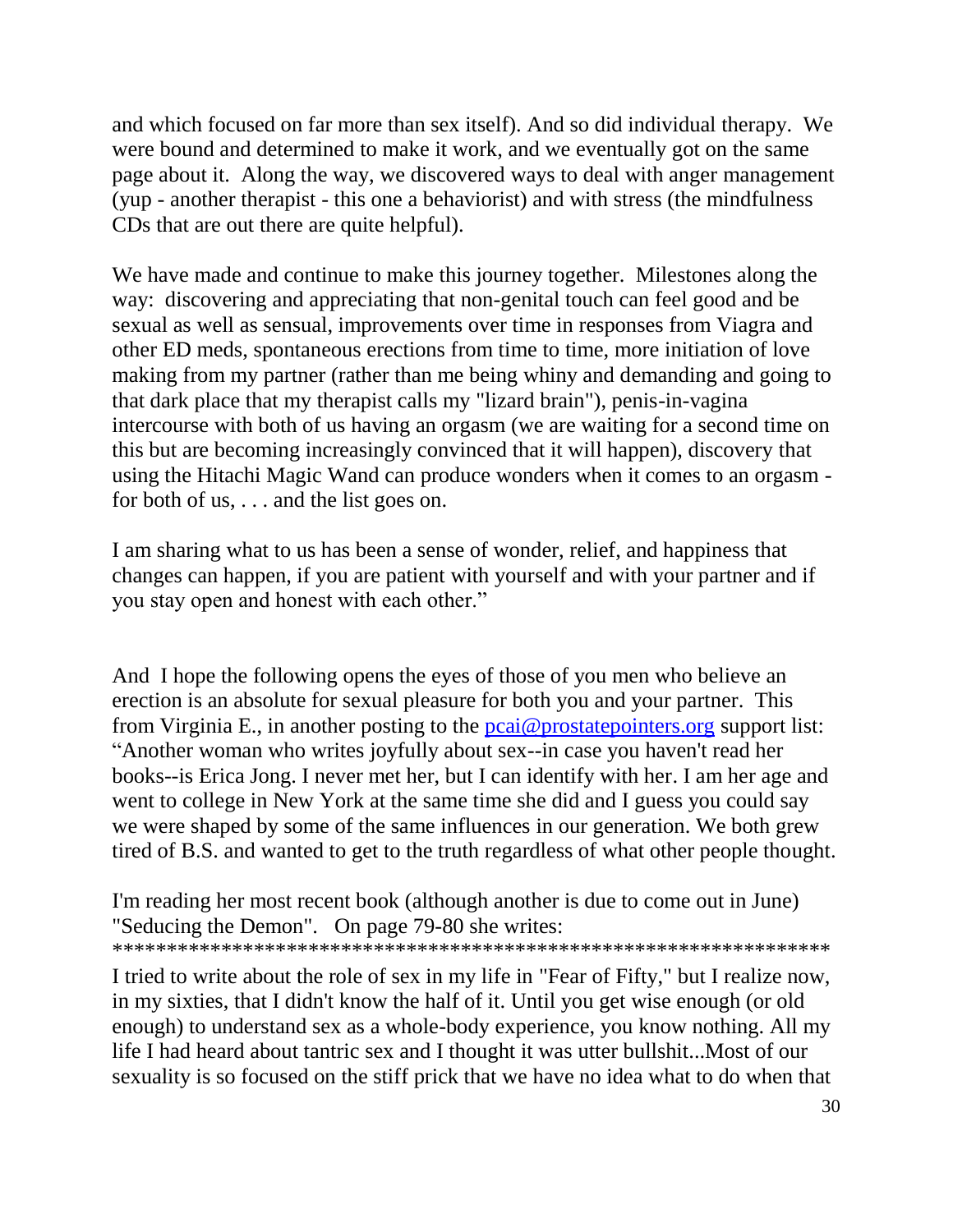and which focused on far more than sex itself). And so did individual therapy. We were bound and determined to make it work, and we eventually got on the same page about it. Along the way, we discovered ways to deal with anger management (yup - another therapist - this one a behaviorist) and with stress (the mindfulness CDs that are out there are quite helpful).

We have made and continue to make this journey together. Milestones along the way: discovering and appreciating that non-genital touch can feel good and be sexual as well as sensual, improvements over time in responses from Viagra and other ED meds, spontaneous erections from time to time, more initiation of love making from my partner (rather than me being whiny and demanding and going to that dark place that my therapist calls my "lizard brain"), penis-in-vagina intercourse with both of us having an orgasm (we are waiting for a second time on this but are becoming increasingly convinced that it will happen), discovery that using the Hitachi Magic Wand can produce wonders when it comes to an orgasm - for both of us, . . . and the list goes on.

I am sharing what to us has been a sense of wonder, relief, and happiness that changes can happen, if you are patient with yourself and with your partner and if you stay open and honest with each other."

And I hope the following opens the eyes of those of you men who believe an erection is an absolute for sexual pleasure for both you and your partner. This from Virginia E., in another posting to the [pcai@prostatepointers.org](mailto:pcai@prostatepointers.org) support list: "Another woman who writes joyfully about sex--in case you haven't read her books--is Erica Jong. I never met her, but I can identify with her. I am her age and went to college in New York at the same time she did and I guess you could say we were shaped by some of the same influences in our generation. We both grew tired of B.S. and wanted to get to the truth regardless of what other people thought.

I'm reading her most recent book (although another is due to come out in June) "Seducing the Demon". On page 79-80 she writes:
*****************************************************************

I tried to write about the role of sex in my life in "Fear of Fifty," but I realize now, in my sixties, that I didn't know the half of it. Until you get wise enough (or old enough) to understand sex as a whole-body experience, you know nothing. All my life I had heard about tantric sex and I thought it was utter bullshit...Most of our sexuality is so focused on the stiff prick that we have no idea what to do when that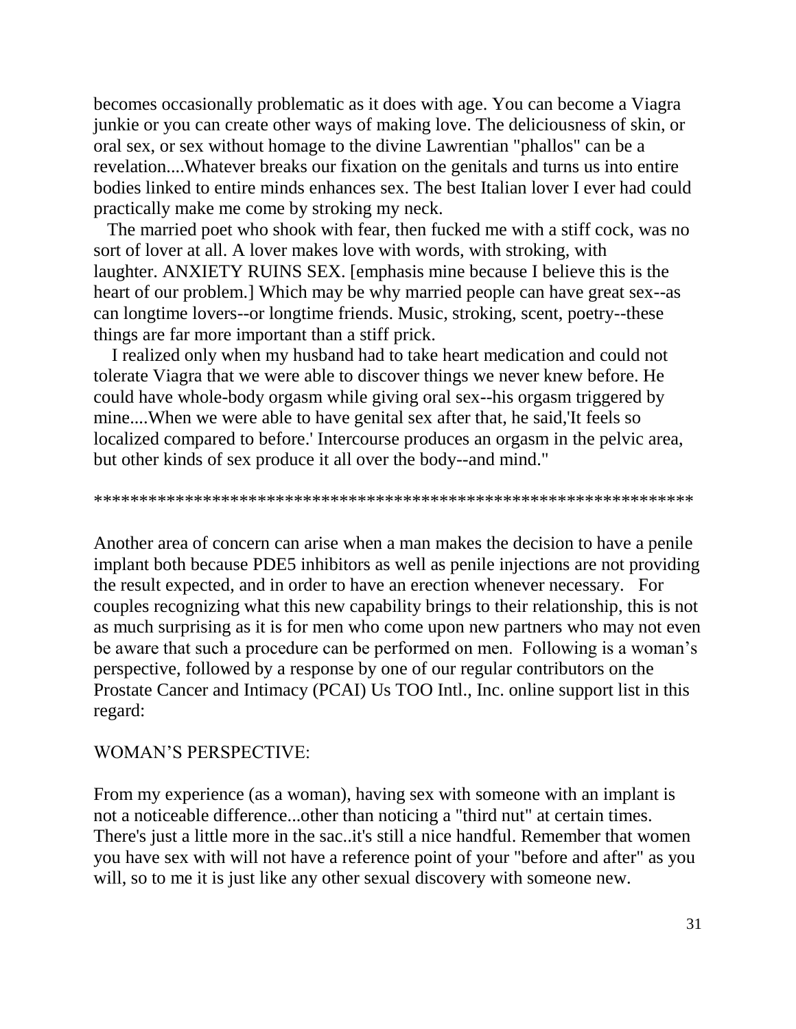becomes occasionally problematic as it does with age. You can become a Viagra junkie or you can create other ways of making love. The deliciousness of skin, or oral sex, or sex without homage to the divine Lawrentian "phallos" can be a revelation....Whatever breaks our fixation on the genitals and turns us into entire bodies linked to entire minds enhances sex. The best Italian lover I ever had could practically make me come by stroking my neck.

The married poet who shook with fear, then fucked me with a stiff cock, was no sort of lover at all. A lover makes love with words, with stroking, with laughter. ANXIETY RUINS SEX. [emphasis mine because I believe this is the heart of our problem.] Which may be why married people can have great sex--as can longtime lovers--or longtime friends. Music, stroking, scent, poetry--these things are far more important than a stiff prick.

I realized only when my husband had to take heart medication and could not tolerate Viagra that we were able to discover things we never knew before. He could have whole-body orgasm while giving oral sex--his orgasm triggered by mine....When we were able to have genital sex after that, he said,'It feels so localized compared to before.' Intercourse produces an orgasm in the pelvic area, but other kinds of sex produce it all over the body--and mind."

******************************************************************

Another area of concern can arise when a man makes the decision to have a penile implant both because PDE5 inhibitors as well as penile injections are not providing the result expected, and in order to have an erection whenever necessary. For couples recognizing what this new capability brings to their relationship, this is not as much surprising as it is for men who come upon new partners who may not even be aware that such a procedure can be performed on men. Following is a woman's perspective, followed by a response by one of our regular contributors on the Prostate Cancer and Intimacy (PCAI) Us TOO Intl., Inc. online support list in this regard:

WOMAN'S PERSPECTIVE:

From my experience (as a woman), having sex with someone with an implant is not a noticeable difference...other than noticing a "third nut" at certain times. There's just a little more in the sac..it's still a nice handful. Remember that women you have sex with will not have a reference point of your "before and after" as you will, so to me it is just like any other sexual discovery with someone new.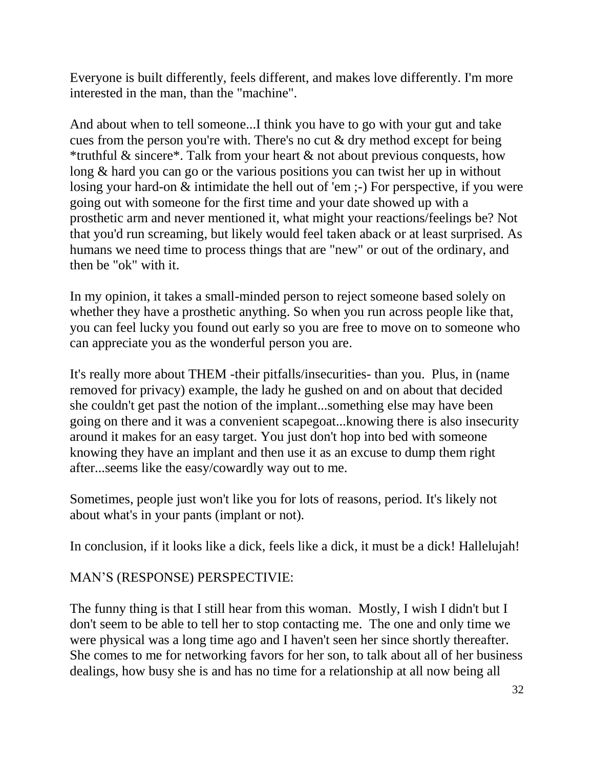Everyone is built differently, feels different, and makes love differently. I'm more interested in the man, than the "machine".

And about when to tell someone...I think you have to go with your gut and take cues from the person you're with. There's no cut & dry method except for being *truthful & sincere*. Talk from your heart & not about previous conquests, how long & hard you can go or the various positions you can twist her up in without losing your hard-on & intimidate the hell out of 'em ;-) For perspective, if you were going out with someone for the first time and your date showed up with a prosthetic arm and never mentioned it, what might your reactions/feelings be? Not that you'd run screaming, but likely would feel taken aback or at least surprised. As humans we need time to process things that are "new" or out of the ordinary, and then be "ok" with it.

In my opinion, it takes a small-minded person to reject someone based solely on whether they have a prosthetic anything. So when you run across people like that, you can feel lucky you found out early so you are free to move on to someone who can appreciate you as the wonderful person you are.

It's really more about THEM -their pitfalls/insecurities- than you. Plus, in (name removed for privacy) example, the lady he gushed on and on about that decided she couldn't get past the notion of the implant...something else may have been going on there and it was a convenient scapegoat...knowing there is also insecurity around it makes for an easy target. You just don't hop into bed with someone knowing they have an implant and then use it as an excuse to dump them right after...seems like the easy/cowardly way out to me.

Sometimes, people just won't like you for lots of reasons, period. It's likely not about what's in your pants (implant or not).

In conclusion, if it looks like a dick, feels like a dick, it must be a dick! Hallelujah!

MAN'S (RESPONSE) PERSPECTIVIE:

The funny thing is that I still hear from this woman. Mostly, I wish I didn't but I don't seem to be able to tell her to stop contacting me. The one and only time we were physical was a long time ago and I haven't seen her since shortly thereafter. She comes to me for networking favors for her son, to talk about all of her business dealings, how busy she is and has no time for a relationship at all now being all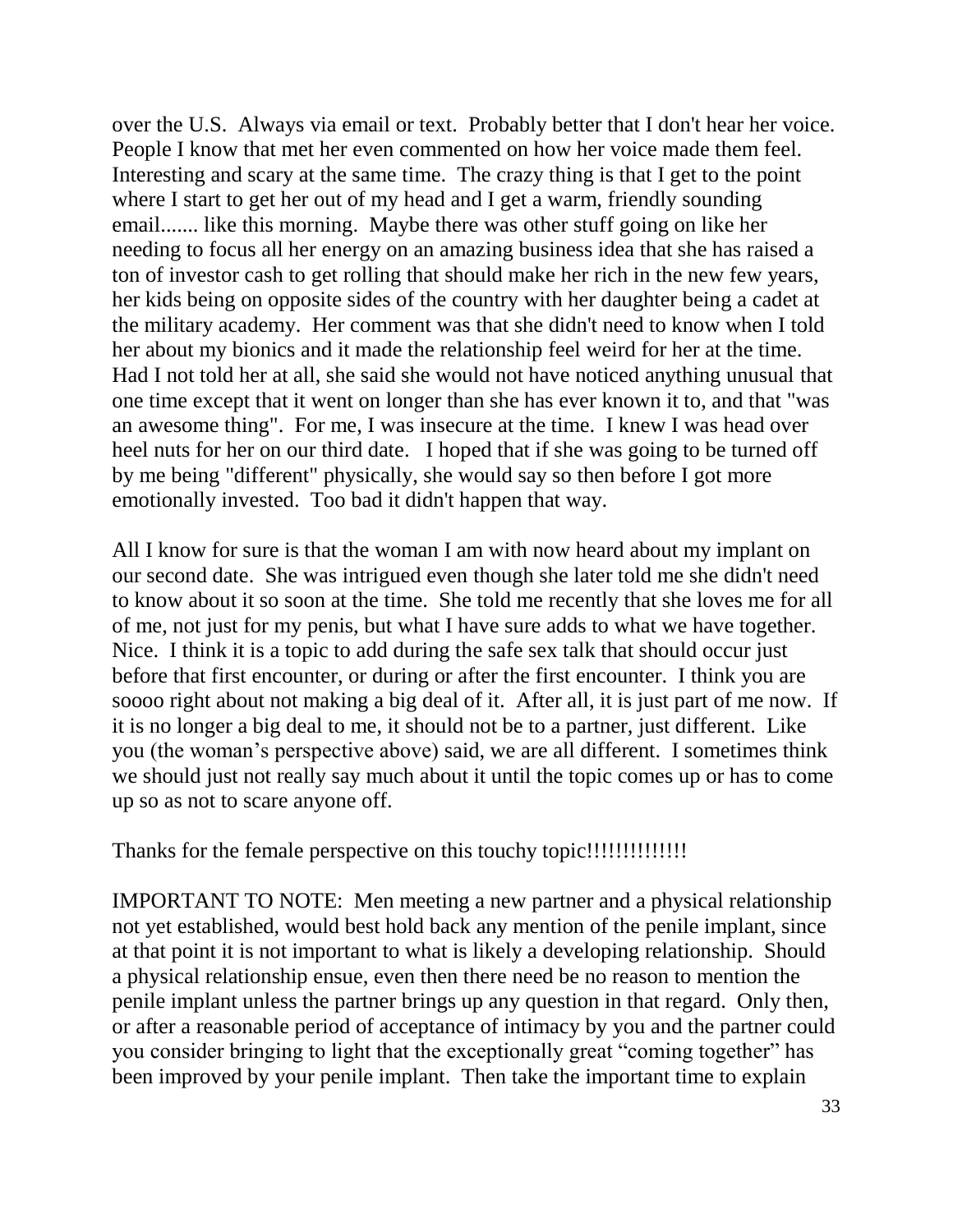over the U.S. Always via email or text. Probably better that I don't hear her voice. People I know that met her even commented on how her voice made them feel. Interesting and scary at the same time. The crazy thing is that I get to the point where I start to get her out of my head and I get a warm, friendly sounding email....... like this morning. Maybe there was other stuff going on like her needing to focus all her energy on an amazing business idea that she has raised a ton of investor cash to get rolling that should make her rich in the new few years, her kids being on opposite sides of the country with her daughter being a cadet at the military academy. Her comment was that she didn't need to know when I told her about my bionics and it made the relationship feel weird for her at the time. Had I not told her at all, she said she would not have noticed anything unusual that one time except that it went on longer than she has ever known it to, and that "was an awesome thing". For me, I was insecure at the time. I knew I was head over heel nuts for her on our third date. I hoped that if she was going to be turned off by me being "different" physically, she would say so then before I got more emotionally invested. Too bad it didn't happen that way.

All I know for sure is that the woman I am with now heard about my implant on our second date. She was intrigued even though she later told me she didn't need to know about it so soon at the time. She told me recently that she loves me for all of me, not just for my penis, but what I have sure adds to what we have together. Nice. I think it is a topic to add during the safe sex talk that should occur just before that first encounter, or during or after the first encounter. I think you are soooo right about not making a big deal of it. After all, it is just part of me now. If it is no longer a big deal to me, it should not be to a partner, just different. Like you (the woman's perspective above) said, we are all different. I sometimes think we should just not really say much about it until the topic comes up or has to come up so as not to scare anyone off.

Thanks for the female perspective on this touchy topic!!!!!!!!!!!!!!

IMPORTANT TO NOTE: Men meeting a new partner and a physical relationship not yet established, would best hold back any mention of the penile implant, since at that point it is not important to what is likely a developing relationship. Should a physical relationship ensue, even then there need be no reason to mention the penile implant unless the partner brings up any question in that regard. Only then, or after a reasonable period of acceptance of intimacy by you and the partner could you consider bringing to light that the exceptionally great "coming together" has been improved by your penile implant. Then take the important time to explain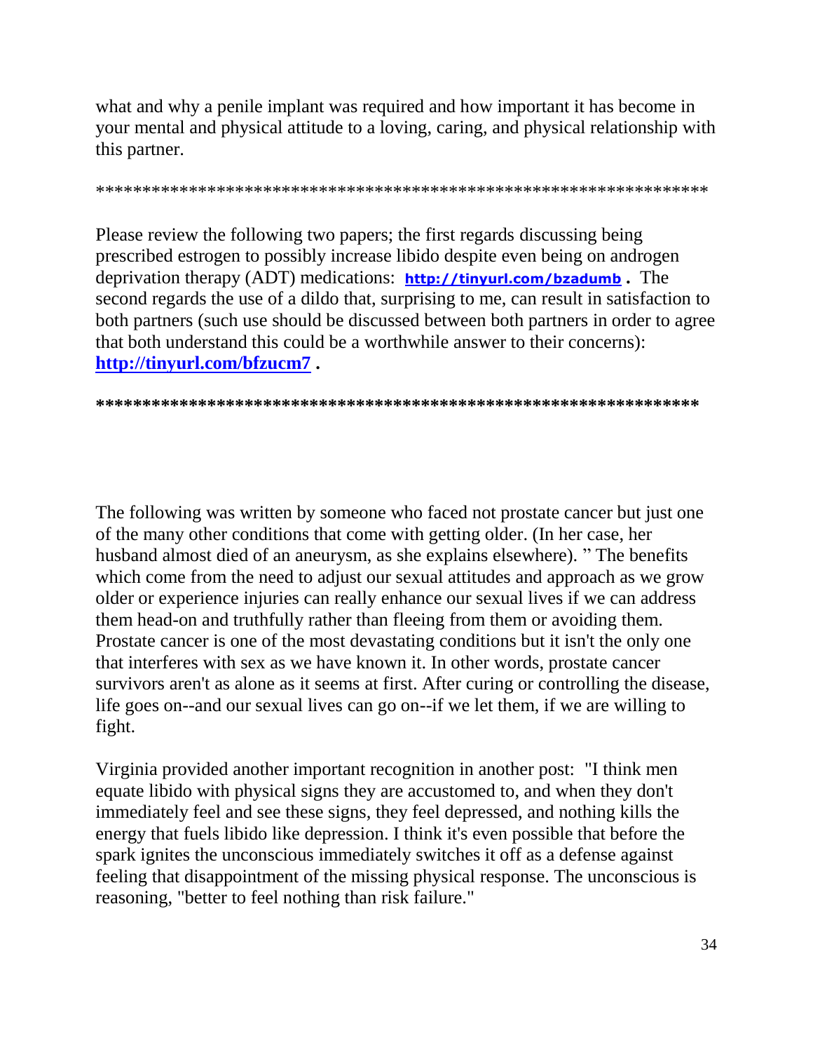what and why a penile implant was required and how important it has become in your mental and physical attitude to a loving, caring, and physical relationship with this partner.

*****************************************************************

Please review the following two papers; the first regards discussing being prescribed estrogen to possibly increase libido despite even being on androgen deprivation therapy (ADT) medications: **http://tinyurl.com/bzadumb** **.** The second regards the use of a dildo that, surprising to me, can result in satisfaction to both partners (such use should be discussed between both partners in order to agree that both understand this could be a worthwhile answer to their concerns): **http://tinyurl.com/bfzucm7** **.**

**************************************************************

The following was written by someone who faced not prostate cancer but just one of the many other conditions that come with getting older. (In her case, her husband almost died of an aneurysm, as she explains elsewhere). " The benefits which come from the need to adjust our sexual attitudes and approach as we grow older or experience injuries can really enhance our sexual lives if we can address them head-on and truthfully rather than fleeing from them or avoiding them. Prostate cancer is one of the most devastating conditions but it isn't the only one that interferes with sex as we have known it. In other words, prostate cancer survivors aren't as alone as it seems at first. After curing or controlling the disease, life goes on--and our sexual lives can go on--if we let them, if we are willing to fight.

Virginia provided another important recognition in another post: "I think men equate libido with physical signs they are accustomed to, and when they don't immediately feel and see these signs, they feel depressed, and nothing kills the energy that fuels libido like depression. I think it's even possible that before the spark ignites the unconscious immediately switches it off as a defense against feeling that disappointment of the missing physical response. The unconscious is reasoning, "better to feel nothing than risk failure."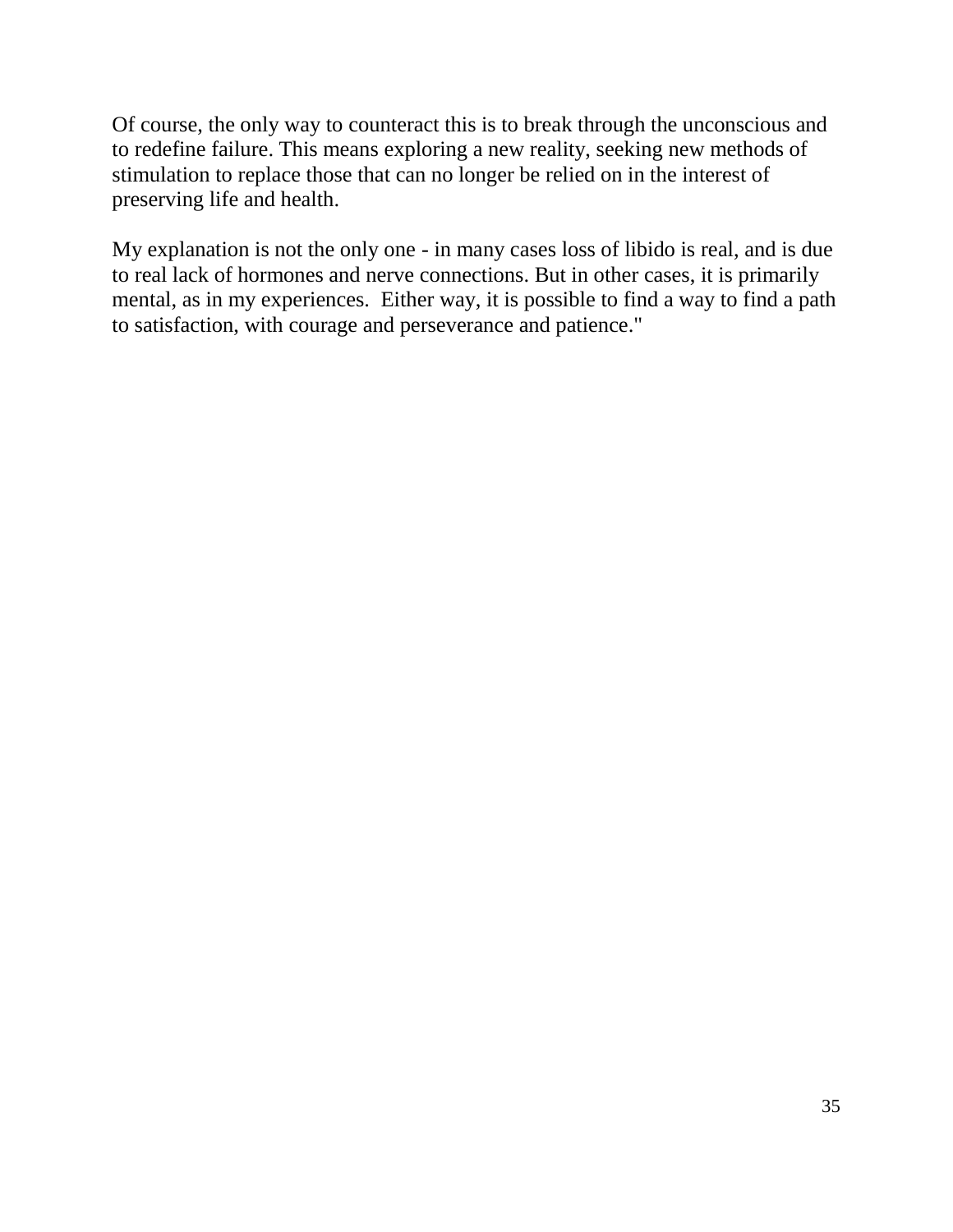Of course, the only way to counteract this is to break through the unconscious and to redefine failure. This means exploring a new reality, seeking new methods of stimulation to replace those that can no longer be relied on in the interest of preserving life and health.

My explanation is not the only one - in many cases loss of libido is real, and is due to real lack of hormones and nerve connections. But in other cases, it is primarily mental, as in my experiences. Either way, it is possible to find a way to find a path to satisfaction, with courage and perseverance and patience."